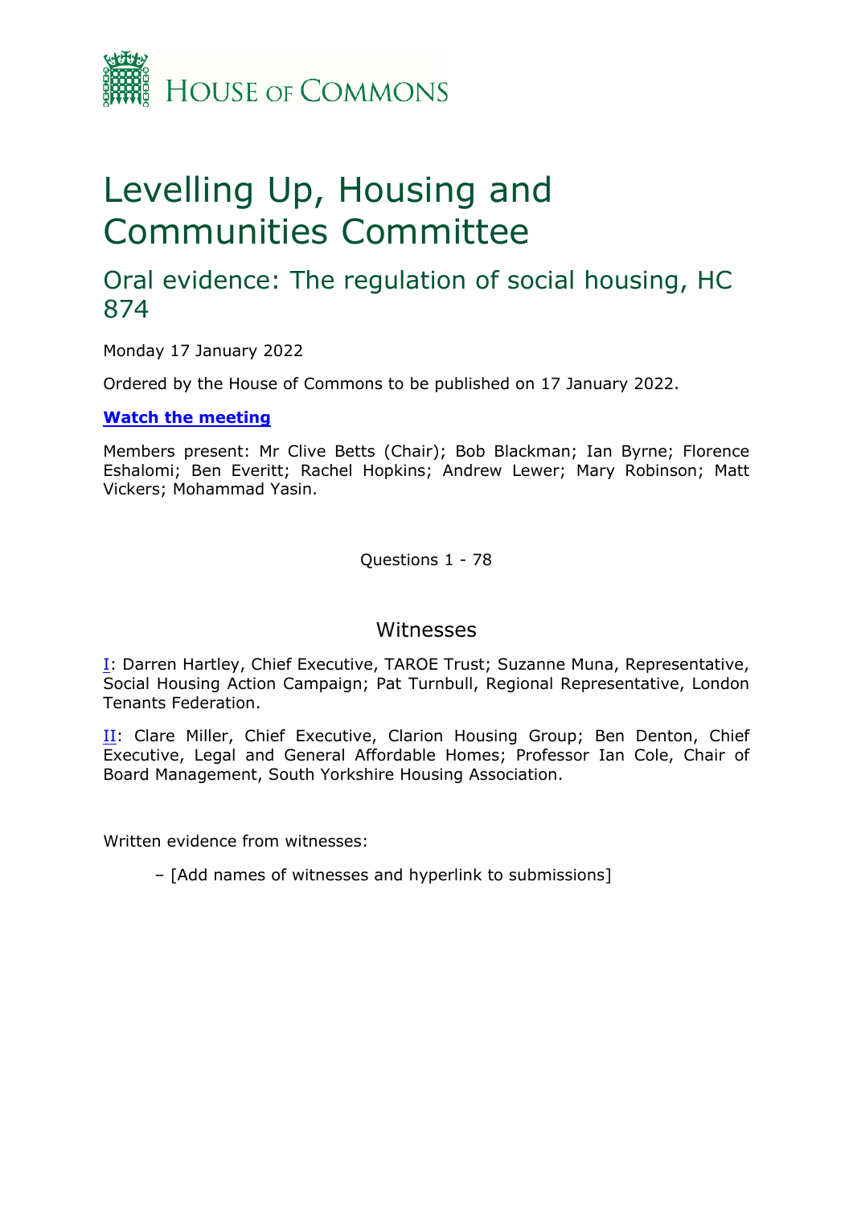House of Commons

# Levelling Up, Housing and Communities Committee

## Oral evidence: The regulation of social housing, HC 874

Monday 17 January 2022

Ordered by the House of Commons to be published on 17 January 2022.

**Watch the meeting**

Members present: Mr Clive Betts (Chair); Bob Blackman; Ian Byrne; Florence Eshalomi; Ben Everitt; Rachel Hopkins; Andrew Lewer; Mary Robinson; Matt Vickers; Mohammad Yasin.

Questions 1 - 78

### Witnesses

I: Darren Hartley, Chief Executive, TAROE Trust; Suzanne Muna, Representative, Social Housing Action Campaign; Pat Turnbull, Regional Representative, London Tenants Federation.

II: Clare Miller, Chief Executive, Clarion Housing Group; Ben Denton, Chief Executive, Legal and General Affordable Homes; Professor Ian Cole, Chair of Board Management, South Yorkshire Housing Association.

Written evidence from witnesses:

– [Add names of witnesses and hyperlink to submissions]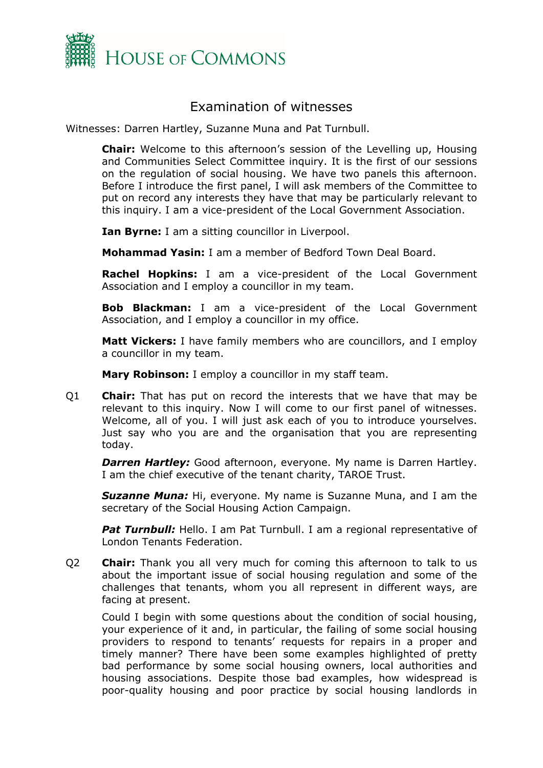# Examination of witnesses

Witnesses: Darren Hartley, Suzanne Muna and Pat Turnbull.

**Chair:** Welcome to this afternoon's session of the Levelling up, Housing and Communities Select Committee inquiry. It is the first of our sessions on the regulation of social housing. We have two panels this afternoon. Before I introduce the first panel, I will ask members of the Committee to put on record any interests they have that may be particularly relevant to this inquiry. I am a vice-president of the Local Government Association.

**Ian Byrne:** I am a sitting councillor in Liverpool.

**Mohammad Yasin:** I am a member of Bedford Town Deal Board.

**Rachel Hopkins:** I am a vice-president of the Local Government Association and I employ a councillor in my team.

**Bob Blackman:** I am a vice-president of the Local Government Association, and I employ a councillor in my office.

**Matt Vickers:** I have family members who are councillors, and I employ a councillor in my team.

**Mary Robinson:** I employ a councillor in my staff team.

Q1 **Chair:** That has put on record the interests that we have that may be relevant to this inquiry. Now I will come to our first panel of witnesses. Welcome, all of you. I will just ask each of you to introduce yourselves. Just say who you are and the organisation that you are representing today.

***Darren Hartley:*** Good afternoon, everyone. My name is Darren Hartley. I am the chief executive of the tenant charity, TAROE Trust.

***Suzanne Muna:*** Hi, everyone. My name is Suzanne Muna, and I am the secretary of the Social Housing Action Campaign.

***Pat Turnbull:*** Hello. I am Pat Turnbull. I am a regional representative of London Tenants Federation.

Q2 **Chair:** Thank you all very much for coming this afternoon to talk to us about the important issue of social housing regulation and some of the challenges that tenants, whom you all represent in different ways, are facing at present.

Could I begin with some questions about the condition of social housing, your experience of it and, in particular, the failing of some social housing providers to respond to tenants' requests for repairs in a proper and timely manner? There have been some examples highlighted of pretty bad performance by some social housing owners, local authorities and housing associations. Despite those bad examples, how widespread is poor-quality housing and poor practice by social housing landlords in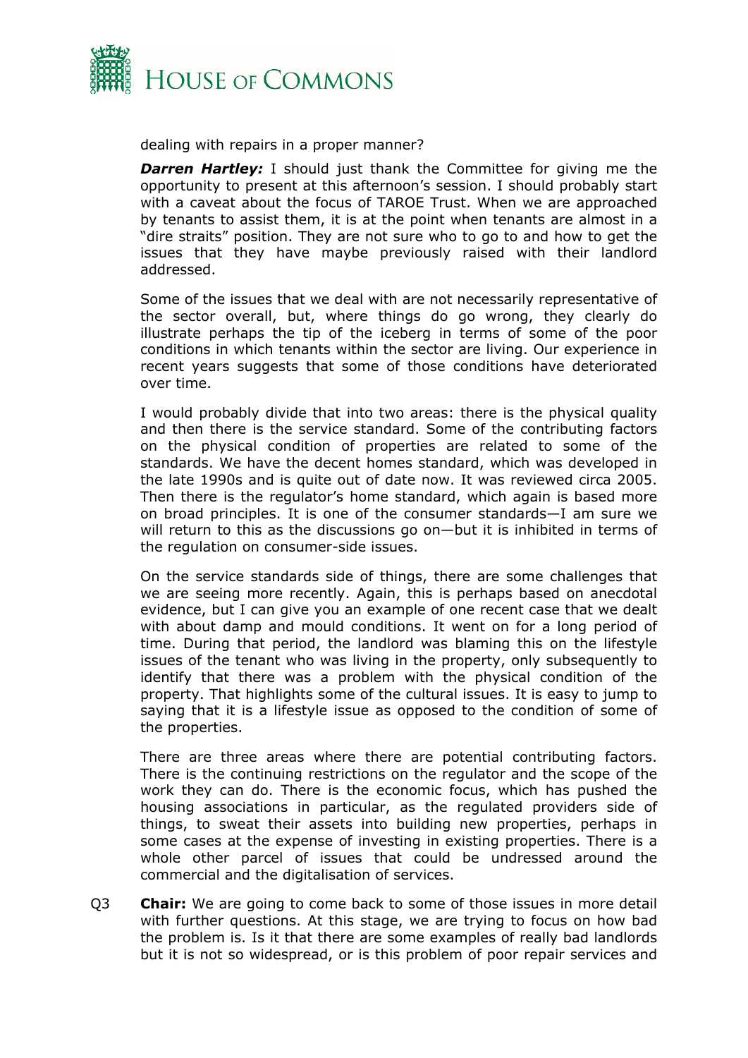dealing with repairs in a proper manner?

***Darren Hartley:*** I should just thank the Committee for giving me the opportunity to present at this afternoon's session. I should probably start with a caveat about the focus of TAROE Trust. When we are approached by tenants to assist them, it is at the point when tenants are almost in a "dire straits" position. They are not sure who to go to and how to get the issues that they have maybe previously raised with their landlord addressed.

Some of the issues that we deal with are not necessarily representative of the sector overall, but, where things do go wrong, they clearly do illustrate perhaps the tip of the iceberg in terms of some of the poor conditions in which tenants within the sector are living. Our experience in recent years suggests that some of those conditions have deteriorated over time.

I would probably divide that into two areas: there is the physical quality and then there is the service standard. Some of the contributing factors on the physical condition of properties are related to some of the standards. We have the decent homes standard, which was developed in the late 1990s and is quite out of date now. It was reviewed circa 2005. Then there is the regulator's home standard, which again is based more on broad principles. It is one of the consumer standards—I am sure we will return to this as the discussions go on—but it is inhibited in terms of the regulation on consumer-side issues.

On the service standards side of things, there are some challenges that we are seeing more recently. Again, this is perhaps based on anecdotal evidence, but I can give you an example of one recent case that we dealt with about damp and mould conditions. It went on for a long period of time. During that period, the landlord was blaming this on the lifestyle issues of the tenant who was living in the property, only subsequently to identify that there was a problem with the physical condition of the property. That highlights some of the cultural issues. It is easy to jump to saying that it is a lifestyle issue as opposed to the condition of some of the properties.

There are three areas where there are potential contributing factors. There is the continuing restrictions on the regulator and the scope of the work they can do. There is the economic focus, which has pushed the housing associations in particular, as the regulated providers side of things, to sweat their assets into building new properties, perhaps in some cases at the expense of investing in existing properties. There is a whole other parcel of issues that could be undressed around the commercial and the digitalisation of services.

Q3 **Chair:** We are going to come back to some of those issues in more detail with further questions. At this stage, we are trying to focus on how bad the problem is. Is it that there are some examples of really bad landlords but it is not so widespread, or is this problem of poor repair services and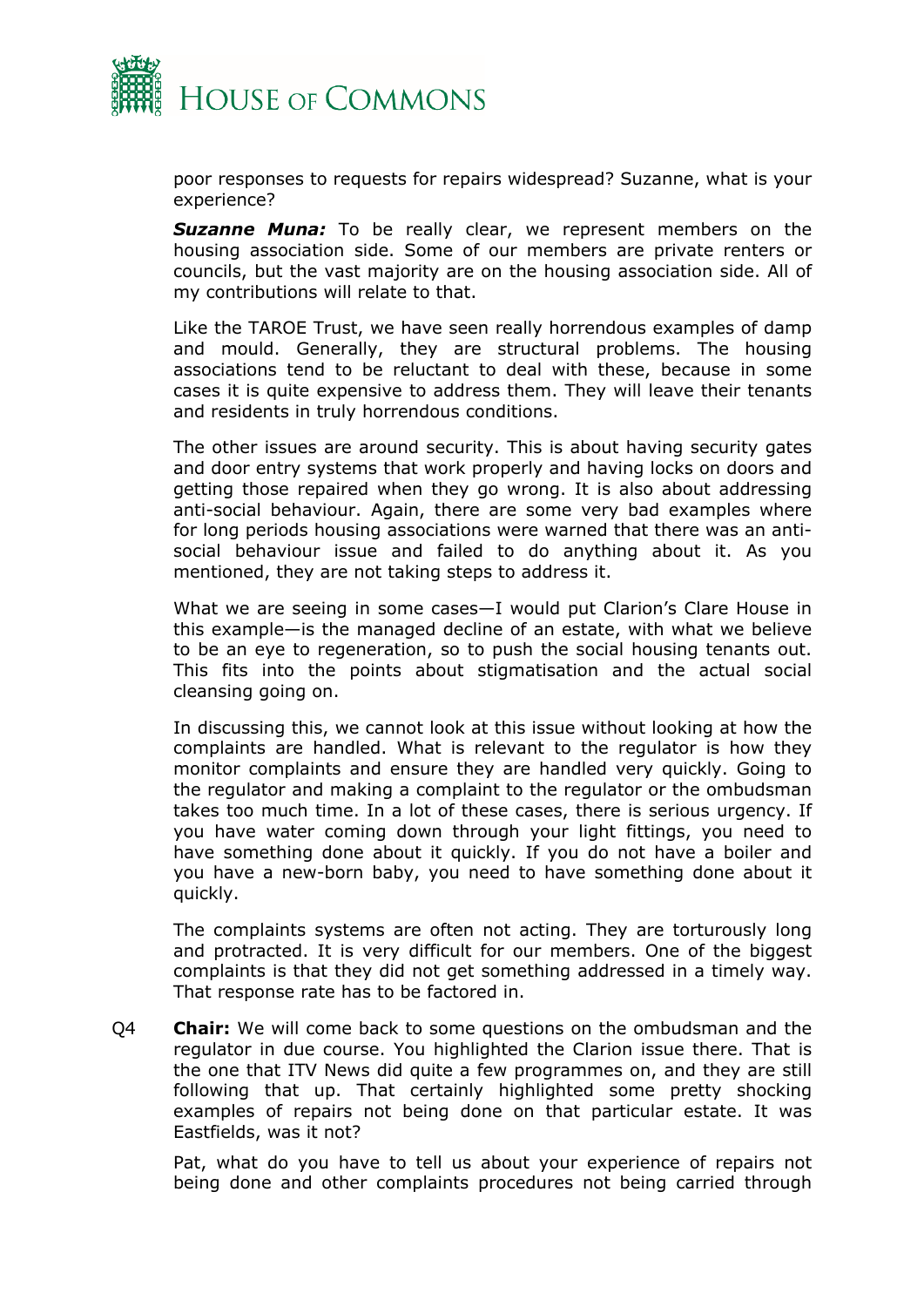poor responses to requests for repairs widespread? Suzanne, what is your experience?

***Suzanne Muna:*** To be really clear, we represent members on the housing association side. Some of our members are private renters or councils, but the vast majority are on the housing association side. All of my contributions will relate to that.

Like the TAROE Trust, we have seen really horrendous examples of damp and mould. Generally, they are structural problems. The housing associations tend to be reluctant to deal with these, because in some cases it is quite expensive to address them. They will leave their tenants and residents in truly horrendous conditions.

The other issues are around security. This is about having security gates and door entry systems that work properly and having locks on doors and getting those repaired when they go wrong. It is also about addressing anti-social behaviour. Again, there are some very bad examples where for long periods housing associations were warned that there was an anti-social behaviour issue and failed to do anything about it. As you mentioned, they are not taking steps to address it.

What we are seeing in some cases—I would put Clarion's Clare House in this example—is the managed decline of an estate, with what we believe to be an eye to regeneration, so to push the social housing tenants out. This fits into the points about stigmatisation and the actual social cleansing going on.

In discussing this, we cannot look at this issue without looking at how the complaints are handled. What is relevant to the regulator is how they monitor complaints and ensure they are handled very quickly. Going to the regulator and making a complaint to the regulator or the ombudsman takes too much time. In a lot of these cases, there is serious urgency. If you have water coming down through your light fittings, you need to have something done about it quickly. If you do not have a boiler and you have a new-born baby, you need to have something done about it quickly.

The complaints systems are often not acting. They are torturously long and protracted. It is very difficult for our members. One of the biggest complaints is that they did not get something addressed in a timely way. That response rate has to be factored in.

Q4 **Chair:** We will come back to some questions on the ombudsman and the regulator in due course. You highlighted the Clarion issue there. That is the one that ITV News did quite a few programmes on, and they are still following that up. That certainly highlighted some pretty shocking examples of repairs not being done on that particular estate. It was Eastfields, was it not?

Pat, what do you have to tell us about your experience of repairs not being done and other complaints procedures not being carried through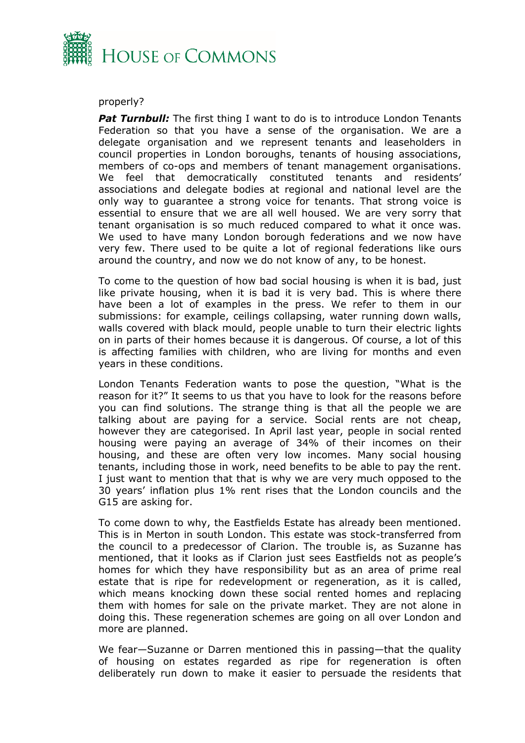properly?

***Pat Turnbull:*** The first thing I want to do is to introduce London Tenants Federation so that you have a sense of the organisation. We are a delegate organisation and we represent tenants and leaseholders in council properties in London boroughs, tenants of housing associations, members of co-ops and members of tenant management organisations. We feel that democratically constituted tenants and residents' associations and delegate bodies at regional and national level are the only way to guarantee a strong voice for tenants. That strong voice is essential to ensure that we are all well housed. We are very sorry that tenant organisation is so much reduced compared to what it once was. We used to have many London borough federations and we now have very few. There used to be quite a lot of regional federations like ours around the country, and now we do not know of any, to be honest.

To come to the question of how bad social housing is when it is bad, just like private housing, when it is bad it is very bad. This is where there have been a lot of examples in the press. We refer to them in our submissions: for example, ceilings collapsing, water running down walls, walls covered with black mould, people unable to turn their electric lights on in parts of their homes because it is dangerous. Of course, a lot of this is affecting families with children, who are living for months and even years in these conditions.

London Tenants Federation wants to pose the question, "What is the reason for it?" It seems to us that you have to look for the reasons before you can find solutions. The strange thing is that all the people we are talking about are paying for a service. Social rents are not cheap, however they are categorised. In April last year, people in social rented housing were paying an average of 34% of their incomes on their housing, and these are often very low incomes. Many social housing tenants, including those in work, need benefits to be able to pay the rent. I just want to mention that that is why we are very much opposed to the 30 years' inflation plus 1% rent rises that the London councils and the G15 are asking for.

To come down to why, the Eastfields Estate has already been mentioned. This is in Merton in south London. This estate was stock-transferred from the council to a predecessor of Clarion. The trouble is, as Suzanne has mentioned, that it looks as if Clarion just sees Eastfields not as people's homes for which they have responsibility but as an area of prime real estate that is ripe for redevelopment or regeneration, as it is called, which means knocking down these social rented homes and replacing them with homes for sale on the private market. They are not alone in doing this. These regeneration schemes are going on all over London and more are planned.

We fear—Suzanne or Darren mentioned this in passing—that the quality of housing on estates regarded as ripe for regeneration is often deliberately run down to make it easier to persuade the residents that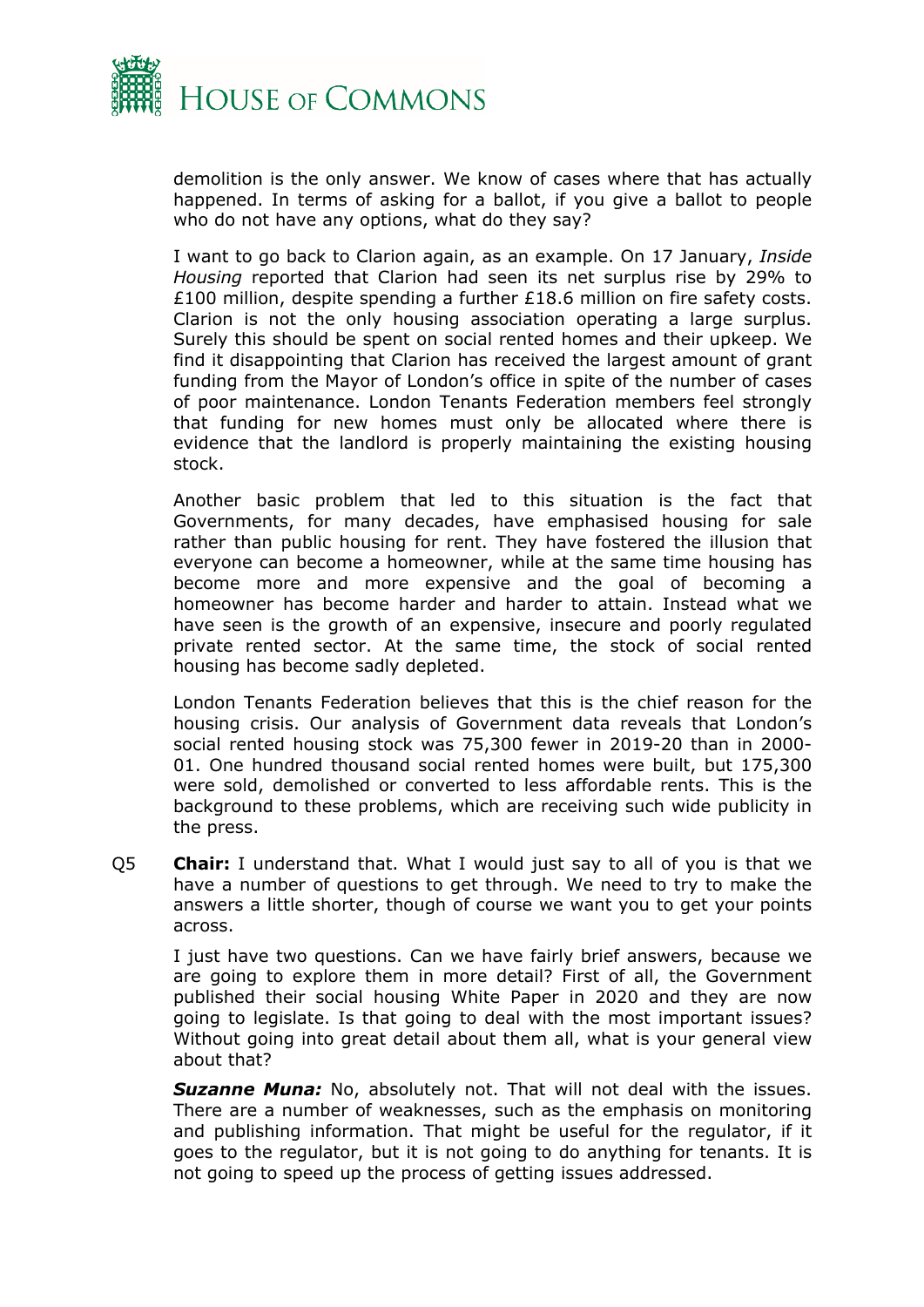demolition is the only answer. We know of cases where that has actually happened. In terms of asking for a ballot, if you give a ballot to people who do not have any options, what do they say?

I want to go back to Clarion again, as an example. On 17 January, *Inside Housing* reported that Clarion had seen its net surplus rise by 29% to £100 million, despite spending a further £18.6 million on fire safety costs. Clarion is not the only housing association operating a large surplus. Surely this should be spent on social rented homes and their upkeep. We find it disappointing that Clarion has received the largest amount of grant funding from the Mayor of London's office in spite of the number of cases of poor maintenance. London Tenants Federation members feel strongly that funding for new homes must only be allocated where there is evidence that the landlord is properly maintaining the existing housing stock.

Another basic problem that led to this situation is the fact that Governments, for many decades, have emphasised housing for sale rather than public housing for rent. They have fostered the illusion that everyone can become a homeowner, while at the same time housing has become more and more expensive and the goal of becoming a homeowner has become harder and harder to attain. Instead what we have seen is the growth of an expensive, insecure and poorly regulated private rented sector. At the same time, the stock of social rented housing has become sadly depleted.

London Tenants Federation believes that this is the chief reason for the housing crisis. Our analysis of Government data reveals that London's social rented housing stock was 75,300 fewer in 2019-20 than in 2000-01. One hundred thousand social rented homes were built, but 175,300 were sold, demolished or converted to less affordable rents. This is the background to these problems, which are receiving such wide publicity in the press.

Q5 **Chair:** I understand that. What I would just say to all of you is that we have a number of questions to get through. We need to try to make the answers a little shorter, though of course we want you to get your points across.

I just have two questions. Can we have fairly brief answers, because we are going to explore them in more detail? First of all, the Government published their social housing White Paper in 2020 and they are now going to legislate. Is that going to deal with the most important issues? Without going into great detail about them all, what is your general view about that?

***Suzanne Muna:*** No, absolutely not. That will not deal with the issues. There are a number of weaknesses, such as the emphasis on monitoring and publishing information. That might be useful for the regulator, if it goes to the regulator, but it is not going to do anything for tenants. It is not going to speed up the process of getting issues addressed.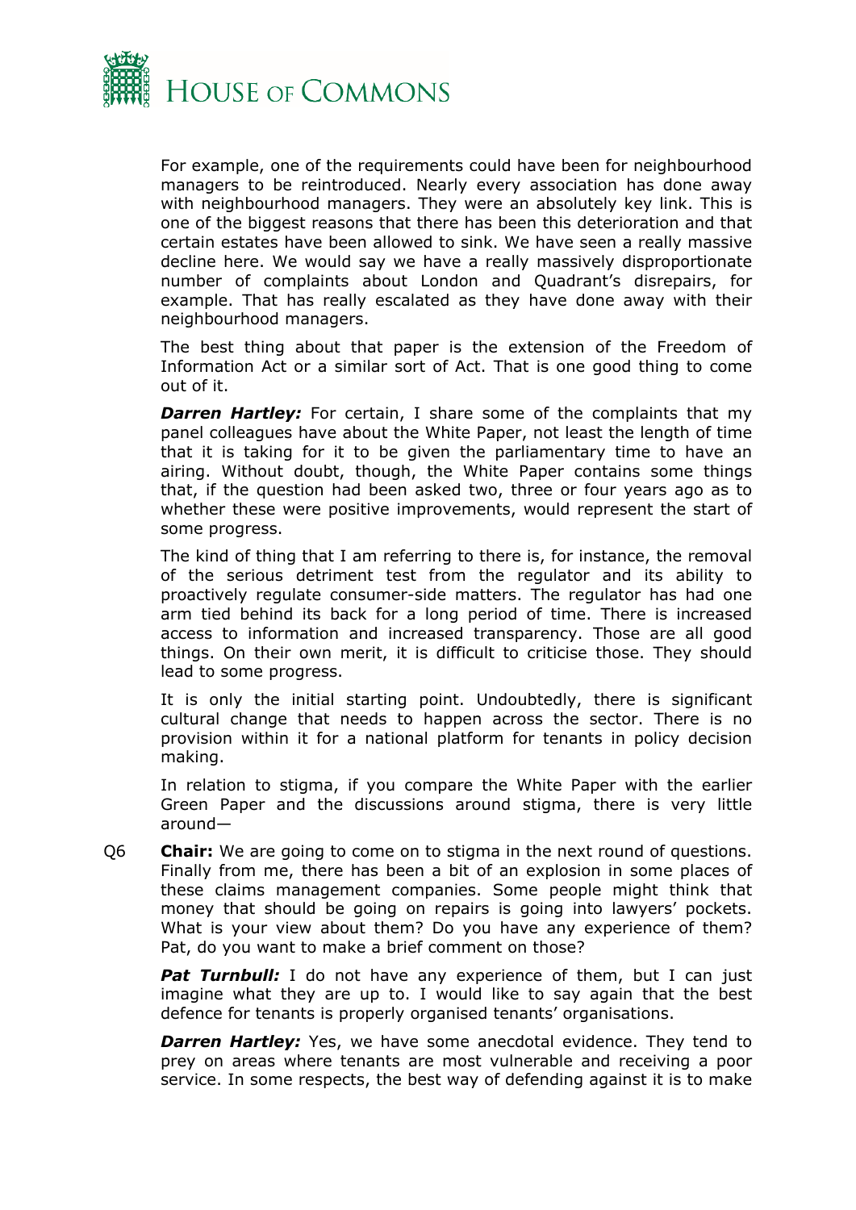For example, one of the requirements could have been for neighbourhood managers to be reintroduced. Nearly every association has done away with neighbourhood managers. They were an absolutely key link. This is one of the biggest reasons that there has been this deterioration and that certain estates have been allowed to sink. We have seen a really massive decline here. We would say we have a really massively disproportionate number of complaints about London and Quadrant's disrepairs, for example. That has really escalated as they have done away with their neighbourhood managers.

The best thing about that paper is the extension of the Freedom of Information Act or a similar sort of Act. That is one good thing to come out of it.

***Darren Hartley:*** For certain, I share some of the complaints that my panel colleagues have about the White Paper, not least the length of time that it is taking for it to be given the parliamentary time to have an airing. Without doubt, though, the White Paper contains some things that, if the question had been asked two, three or four years ago as to whether these were positive improvements, would represent the start of some progress.

The kind of thing that I am referring to there is, for instance, the removal of the serious detriment test from the regulator and its ability to proactively regulate consumer-side matters. The regulator has had one arm tied behind its back for a long period of time. There is increased access to information and increased transparency. Those are all good things. On their own merit, it is difficult to criticise those. They should lead to some progress.

It is only the initial starting point. Undoubtedly, there is significant cultural change that needs to happen across the sector. There is no provision within it for a national platform for tenants in policy decision making.

In relation to stigma, if you compare the White Paper with the earlier Green Paper and the discussions around stigma, there is very little around—

Q6 **Chair:** We are going to come on to stigma in the next round of questions. Finally from me, there has been a bit of an explosion in some places of these claims management companies. Some people might think that money that should be going on repairs is going into lawyers' pockets. What is your view about them? Do you have any experience of them? Pat, do you want to make a brief comment on those?

***Pat Turnbull:*** I do not have any experience of them, but I can just imagine what they are up to. I would like to say again that the best defence for tenants is properly organised tenants' organisations.

***Darren Hartley:*** Yes, we have some anecdotal evidence. They tend to prey on areas where tenants are most vulnerable and receiving a poor service. In some respects, the best way of defending against it is to make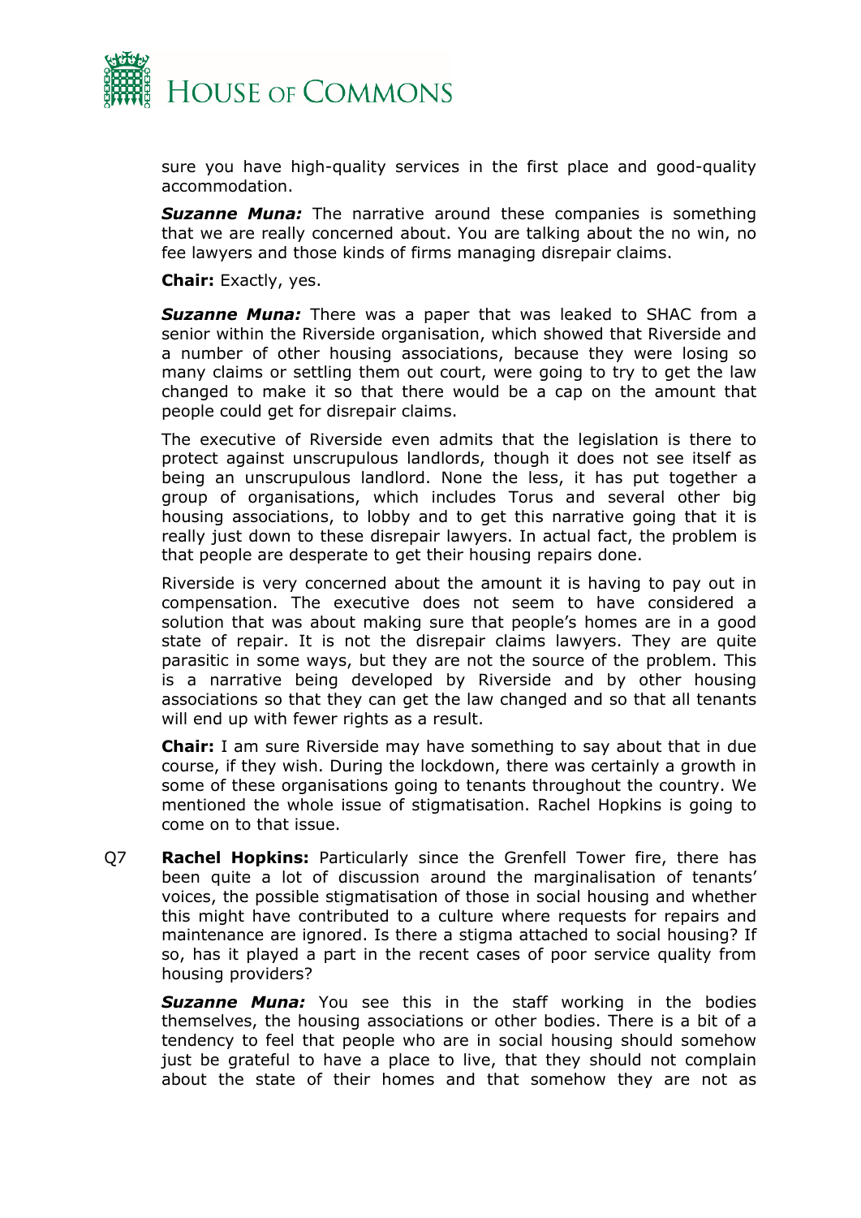sure you have high-quality services in the first place and good-quality accommodation.

***Suzanne Muna:*** The narrative around these companies is something that we are really concerned about. You are talking about the no win, no fee lawyers and those kinds of firms managing disrepair claims.

**Chair:** Exactly, yes.

***Suzanne Muna:*** There was a paper that was leaked to SHAC from a senior within the Riverside organisation, which showed that Riverside and a number of other housing associations, because they were losing so many claims or settling them out court, were going to try to get the law changed to make it so that there would be a cap on the amount that people could get for disrepair claims.

The executive of Riverside even admits that the legislation is there to protect against unscrupulous landlords, though it does not see itself as being an unscrupulous landlord. None the less, it has put together a group of organisations, which includes Torus and several other big housing associations, to lobby and to get this narrative going that it is really just down to these disrepair lawyers. In actual fact, the problem is that people are desperate to get their housing repairs done.

Riverside is very concerned about the amount it is having to pay out in compensation. The executive does not seem to have considered a solution that was about making sure that people's homes are in a good state of repair. It is not the disrepair claims lawyers. They are quite parasitic in some ways, but they are not the source of the problem. This is a narrative being developed by Riverside and by other housing associations so that they can get the law changed and so that all tenants will end up with fewer rights as a result.

**Chair:** I am sure Riverside may have something to say about that in due course, if they wish. During the lockdown, there was certainly a growth in some of these organisations going to tenants throughout the country. We mentioned the whole issue of stigmatisation. Rachel Hopkins is going to come on to that issue.

Q7 **Rachel Hopkins:** Particularly since the Grenfell Tower fire, there has been quite a lot of discussion around the marginalisation of tenants' voices, the possible stigmatisation of those in social housing and whether this might have contributed to a culture where requests for repairs and maintenance are ignored. Is there a stigma attached to social housing? If so, has it played a part in the recent cases of poor service quality from housing providers?

***Suzanne Muna:*** You see this in the staff working in the bodies themselves, the housing associations or other bodies. There is a bit of a tendency to feel that people who are in social housing should somehow just be grateful to have a place to live, that they should not complain about the state of their homes and that somehow they are not as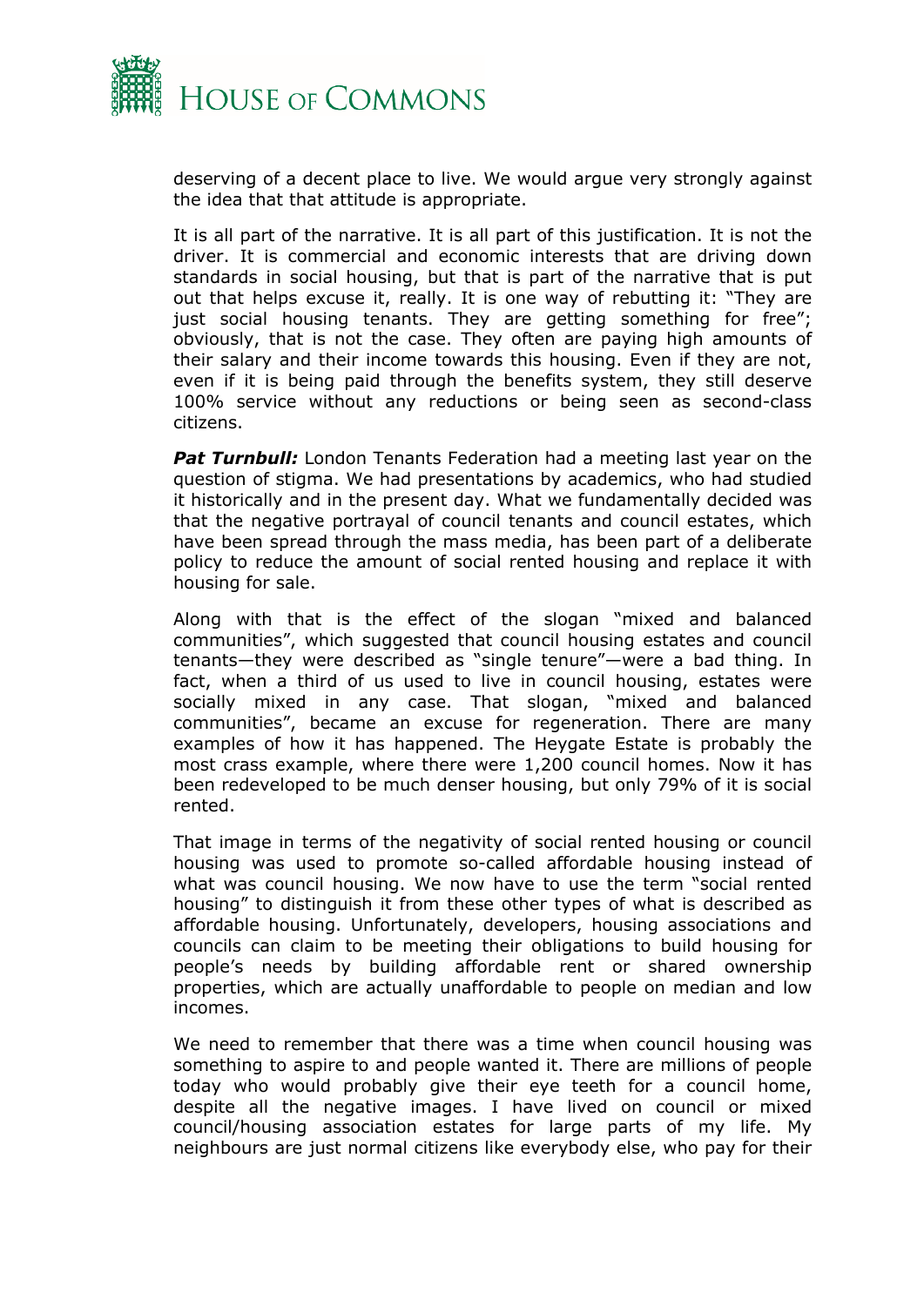deserving of a decent place to live. We would argue very strongly against the idea that that attitude is appropriate.

It is all part of the narrative. It is all part of this justification. It is not the driver. It is commercial and economic interests that are driving down standards in social housing, but that is part of the narrative that is put out that helps excuse it, really. It is one way of rebutting it: "They are just social housing tenants. They are getting something for free"; obviously, that is not the case. They often are paying high amounts of their salary and their income towards this housing. Even if they are not, even if it is being paid through the benefits system, they still deserve 100% service without any reductions or being seen as second-class citizens.

***Pat Turnbull:*** London Tenants Federation had a meeting last year on the question of stigma. We had presentations by academics, who had studied it historically and in the present day. What we fundamentally decided was that the negative portrayal of council tenants and council estates, which have been spread through the mass media, has been part of a deliberate policy to reduce the amount of social rented housing and replace it with housing for sale.

Along with that is the effect of the slogan "mixed and balanced communities", which suggested that council housing estates and council tenants—they were described as "single tenure"—were a bad thing. In fact, when a third of us used to live in council housing, estates were socially mixed in any case. That slogan, "mixed and balanced communities", became an excuse for regeneration. There are many examples of how it has happened. The Heygate Estate is probably the most crass example, where there were 1,200 council homes. Now it has been redeveloped to be much denser housing, but only 79% of it is social rented.

That image in terms of the negativity of social rented housing or council housing was used to promote so-called affordable housing instead of what was council housing. We now have to use the term "social rented housing" to distinguish it from these other types of what is described as affordable housing. Unfortunately, developers, housing associations and councils can claim to be meeting their obligations to build housing for people's needs by building affordable rent or shared ownership properties, which are actually unaffordable to people on median and low incomes.

We need to remember that there was a time when council housing was something to aspire to and people wanted it. There are millions of people today who would probably give their eye teeth for a council home, despite all the negative images. I have lived on council or mixed council/housing association estates for large parts of my life. My neighbours are just normal citizens like everybody else, who pay for their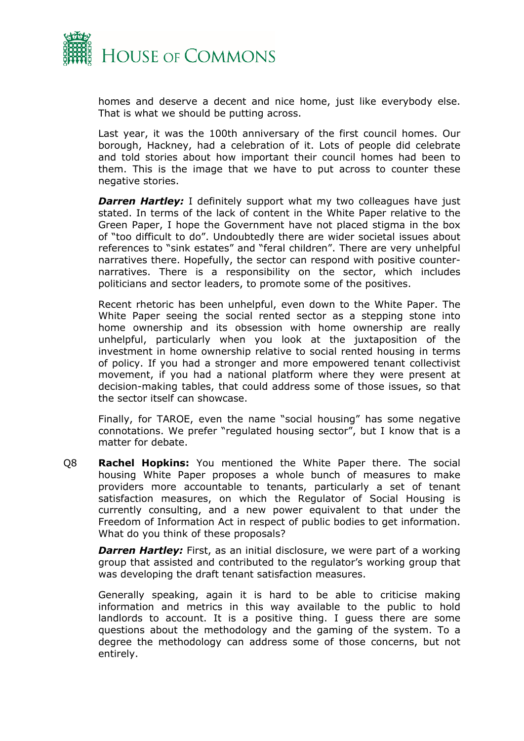homes and deserve a decent and nice home, just like everybody else. That is what we should be putting across.

Last year, it was the 100th anniversary of the first council homes. Our borough, Hackney, had a celebration of it. Lots of people did celebrate and told stories about how important their council homes had been to them. This is the image that we have to put across to counter these negative stories.

***Darren Hartley:*** I definitely support what my two colleagues have just stated. In terms of the lack of content in the White Paper relative to the Green Paper, I hope the Government have not placed stigma in the box of "too difficult to do". Undoubtedly there are wider societal issues about references to "sink estates" and "feral children". There are very unhelpful narratives there. Hopefully, the sector can respond with positive counter-narratives. There is a responsibility on the sector, which includes politicians and sector leaders, to promote some of the positives.

Recent rhetoric has been unhelpful, even down to the White Paper. The White Paper seeing the social rented sector as a stepping stone into home ownership and its obsession with home ownership are really unhelpful, particularly when you look at the juxtaposition of the investment in home ownership relative to social rented housing in terms of policy. If you had a stronger and more empowered tenant collectivist movement, if you had a national platform where they were present at decision-making tables, that could address some of those issues, so that the sector itself can showcase.

Finally, for TAROE, even the name "social housing" has some negative connotations. We prefer "regulated housing sector", but I know that is a matter for debate.

Q8 **Rachel Hopkins:** You mentioned the White Paper there. The social housing White Paper proposes a whole bunch of measures to make providers more accountable to tenants, particularly a set of tenant satisfaction measures, on which the Regulator of Social Housing is currently consulting, and a new power equivalent to that under the Freedom of Information Act in respect of public bodies to get information. What do you think of these proposals?

***Darren Hartley:*** First, as an initial disclosure, we were part of a working group that assisted and contributed to the regulator's working group that was developing the draft tenant satisfaction measures.

Generally speaking, again it is hard to be able to criticise making information and metrics in this way available to the public to hold landlords to account. It is a positive thing. I guess there are some questions about the methodology and the gaming of the system. To a degree the methodology can address some of those concerns, but not entirely.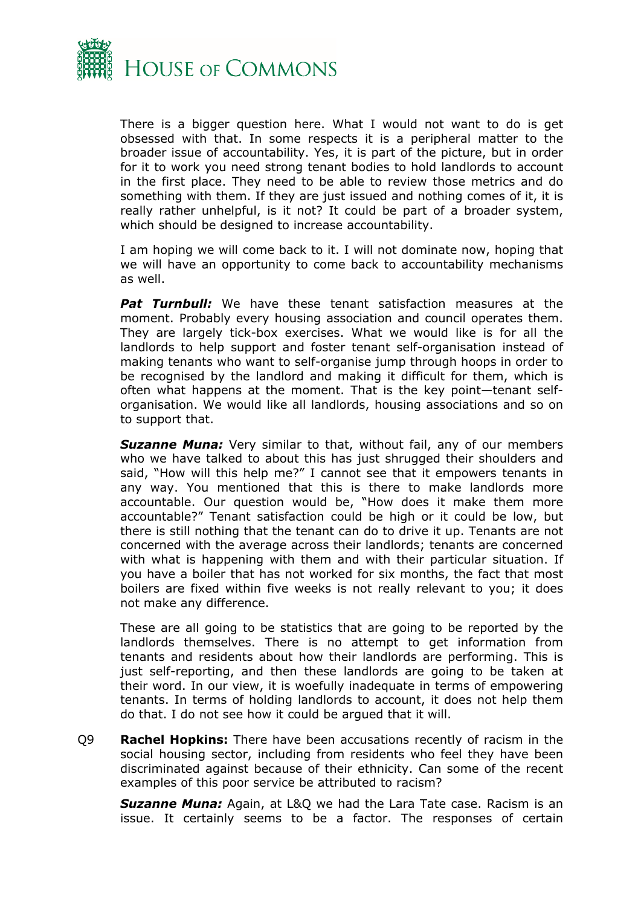There is a bigger question here. What I would not want to do is get obsessed with that. In some respects it is a peripheral matter to the broader issue of accountability. Yes, it is part of the picture, but in order for it to work you need strong tenant bodies to hold landlords to account in the first place. They need to be able to review those metrics and do something with them. If they are just issued and nothing comes of it, it is really rather unhelpful, is it not? It could be part of a broader system, which should be designed to increase accountability.

I am hoping we will come back to it. I will not dominate now, hoping that we will have an opportunity to come back to accountability mechanisms as well.

***Pat Turnbull:*** We have these tenant satisfaction measures at the moment. Probably every housing association and council operates them. They are largely tick-box exercises. What we would like is for all the landlords to help support and foster tenant self-organisation instead of making tenants who want to self-organise jump through hoops in order to be recognised by the landlord and making it difficult for them, which is often what happens at the moment. That is the key point—tenant self-organisation. We would like all landlords, housing associations and so on to support that.

***Suzanne Muna:*** Very similar to that, without fail, any of our members who we have talked to about this has just shrugged their shoulders and said, "How will this help me?" I cannot see that it empowers tenants in any way. You mentioned that this is there to make landlords more accountable. Our question would be, "How does it make them more accountable?" Tenant satisfaction could be high or it could be low, but there is still nothing that the tenant can do to drive it up. Tenants are not concerned with the average across their landlords; tenants are concerned with what is happening with them and with their particular situation. If you have a boiler that has not worked for six months, the fact that most boilers are fixed within five weeks is not really relevant to you; it does not make any difference.

These are all going to be statistics that are going to be reported by the landlords themselves. There is no attempt to get information from tenants and residents about how their landlords are performing. This is just self-reporting, and then these landlords are going to be taken at their word. In our view, it is woefully inadequate in terms of empowering tenants. In terms of holding landlords to account, it does not help them do that. I do not see how it could be argued that it will.

Q9 **Rachel Hopkins:** There have been accusations recently of racism in the social housing sector, including from residents who feel they have been discriminated against because of their ethnicity. Can some of the recent examples of this poor service be attributed to racism?

***Suzanne Muna:*** Again, at L&Q we had the Lara Tate case. Racism is an issue. It certainly seems to be a factor. The responses of certain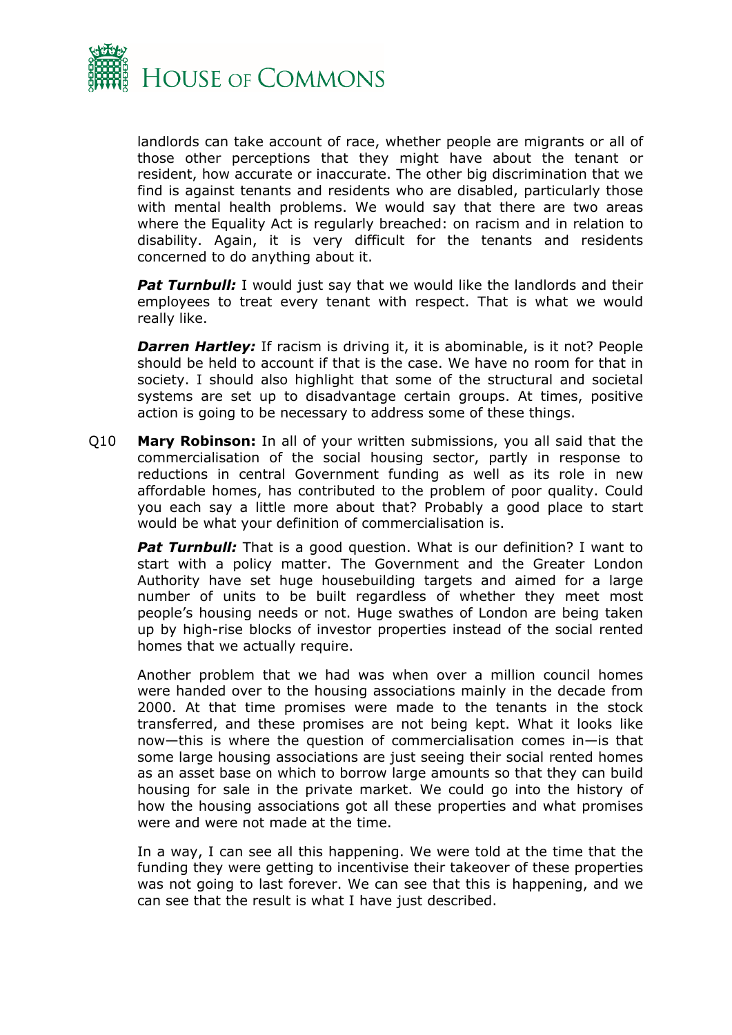landlords can take account of race, whether people are migrants or all of those other perceptions that they might have about the tenant or resident, how accurate or inaccurate. The other big discrimination that we find is against tenants and residents who are disabled, particularly those with mental health problems. We would say that there are two areas where the Equality Act is regularly breached: on racism and in relation to disability. Again, it is very difficult for the tenants and residents concerned to do anything about it.

***Pat Turnbull:*** I would just say that we would like the landlords and their employees to treat every tenant with respect. That is what we would really like.

***Darren Hartley:*** If racism is driving it, it is abominable, is it not? People should be held to account if that is the case. We have no room for that in society. I should also highlight that some of the structural and societal systems are set up to disadvantage certain groups. At times, positive action is going to be necessary to address some of these things.

Q10 **Mary Robinson:** In all of your written submissions, you all said that the commercialisation of the social housing sector, partly in response to reductions in central Government funding as well as its role in new affordable homes, has contributed to the problem of poor quality. Could you each say a little more about that? Probably a good place to start would be what your definition of commercialisation is.

***Pat Turnbull:*** That is a good question. What is our definition? I want to start with a policy matter. The Government and the Greater London Authority have set huge housebuilding targets and aimed for a large number of units to be built regardless of whether they meet most people's housing needs or not. Huge swathes of London are being taken up by high-rise blocks of investor properties instead of the social rented homes that we actually require.

Another problem that we had was when over a million council homes were handed over to the housing associations mainly in the decade from 2000. At that time promises were made to the tenants in the stock transferred, and these promises are not being kept. What it looks like now—this is where the question of commercialisation comes in—is that some large housing associations are just seeing their social rented homes as an asset base on which to borrow large amounts so that they can build housing for sale in the private market. We could go into the history of how the housing associations got all these properties and what promises were and were not made at the time.

In a way, I can see all this happening. We were told at the time that the funding they were getting to incentivise their takeover of these properties was not going to last forever. We can see that this is happening, and we can see that the result is what I have just described.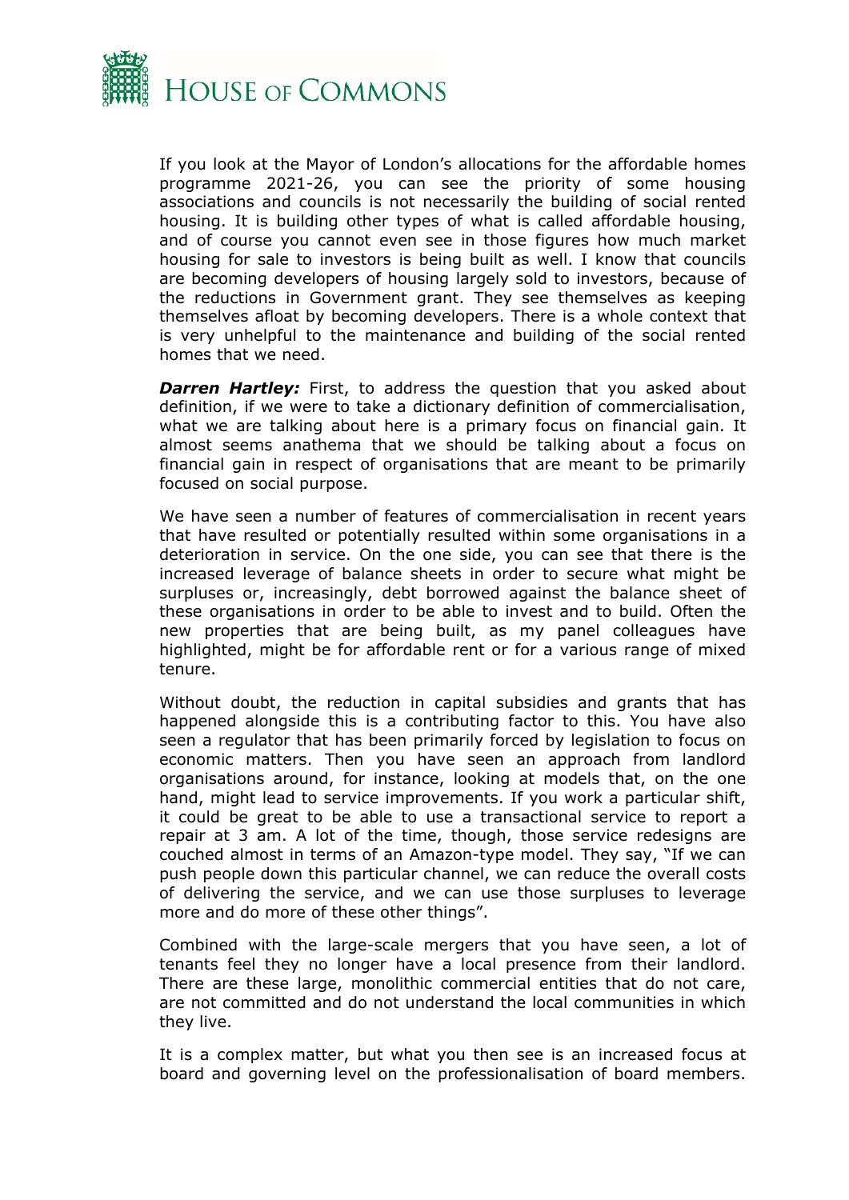If you look at the Mayor of London's allocations for the affordable homes programme 2021-26, you can see the priority of some housing associations and councils is not necessarily the building of social rented housing. It is building other types of what is called affordable housing, and of course you cannot even see in those figures how much market housing for sale to investors is being built as well. I know that councils are becoming developers of housing largely sold to investors, because of the reductions in Government grant. They see themselves as keeping themselves afloat by becoming developers. There is a whole context that is very unhelpful to the maintenance and building of the social rented homes that we need.

***Darren Hartley:*** First, to address the question that you asked about definition, if we were to take a dictionary definition of commercialisation, what we are talking about here is a primary focus on financial gain. It almost seems anathema that we should be talking about a focus on financial gain in respect of organisations that are meant to be primarily focused on social purpose.

We have seen a number of features of commercialisation in recent years that have resulted or potentially resulted within some organisations in a deterioration in service. On the one side, you can see that there is the increased leverage of balance sheets in order to secure what might be surpluses or, increasingly, debt borrowed against the balance sheet of these organisations in order to be able to invest and to build. Often the new properties that are being built, as my panel colleagues have highlighted, might be for affordable rent or for a various range of mixed tenure.

Without doubt, the reduction in capital subsidies and grants that has happened alongside this is a contributing factor to this. You have also seen a regulator that has been primarily forced by legislation to focus on economic matters. Then you have seen an approach from landlord organisations around, for instance, looking at models that, on the one hand, might lead to service improvements. If you work a particular shift, it could be great to be able to use a transactional service to report a repair at 3 am. A lot of the time, though, those service redesigns are couched almost in terms of an Amazon-type model. They say, "If we can push people down this particular channel, we can reduce the overall costs of delivering the service, and we can use those surpluses to leverage more and do more of these other things".

Combined with the large-scale mergers that you have seen, a lot of tenants feel they no longer have a local presence from their landlord. There are these large, monolithic commercial entities that do not care, are not committed and do not understand the local communities in which they live.

It is a complex matter, but what you then see is an increased focus at board and governing level on the professionalisation of board members.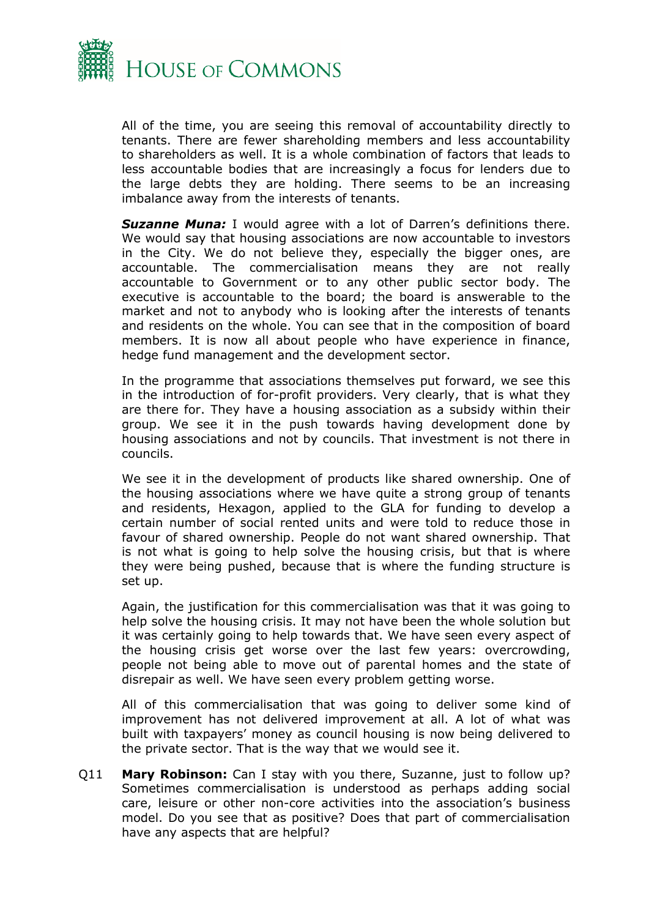All of the time, you are seeing this removal of accountability directly to tenants. There are fewer shareholding members and less accountability to shareholders as well. It is a whole combination of factors that leads to less accountable bodies that are increasingly a focus for lenders due to the large debts they are holding. There seems to be an increasing imbalance away from the interests of tenants.

***Suzanne Muna:*** I would agree with a lot of Darren's definitions there. We would say that housing associations are now accountable to investors in the City. We do not believe they, especially the bigger ones, are accountable. The commercialisation means they are not really accountable to Government or to any other public sector body. The executive is accountable to the board; the board is answerable to the market and not to anybody who is looking after the interests of tenants and residents on the whole. You can see that in the composition of board members. It is now all about people who have experience in finance, hedge fund management and the development sector.

In the programme that associations themselves put forward, we see this in the introduction of for-profit providers. Very clearly, that is what they are there for. They have a housing association as a subsidy within their group. We see it in the push towards having development done by housing associations and not by councils. That investment is not there in councils.

We see it in the development of products like shared ownership. One of the housing associations where we have quite a strong group of tenants and residents, Hexagon, applied to the GLA for funding to develop a certain number of social rented units and were told to reduce those in favour of shared ownership. People do not want shared ownership. That is not what is going to help solve the housing crisis, but that is where they were being pushed, because that is where the funding structure is set up.

Again, the justification for this commercialisation was that it was going to help solve the housing crisis. It may not have been the whole solution but it was certainly going to help towards that. We have seen every aspect of the housing crisis get worse over the last few years: overcrowding, people not being able to move out of parental homes and the state of disrepair as well. We have seen every problem getting worse.

All of this commercialisation that was going to deliver some kind of improvement has not delivered improvement at all. A lot of what was built with taxpayers' money as council housing is now being delivered to the private sector. That is the way that we would see it.

Q11 **Mary Robinson:** Can I stay with you there, Suzanne, just to follow up? Sometimes commercialisation is understood as perhaps adding social care, leisure or other non-core activities into the association's business model. Do you see that as positive? Does that part of commercialisation have any aspects that are helpful?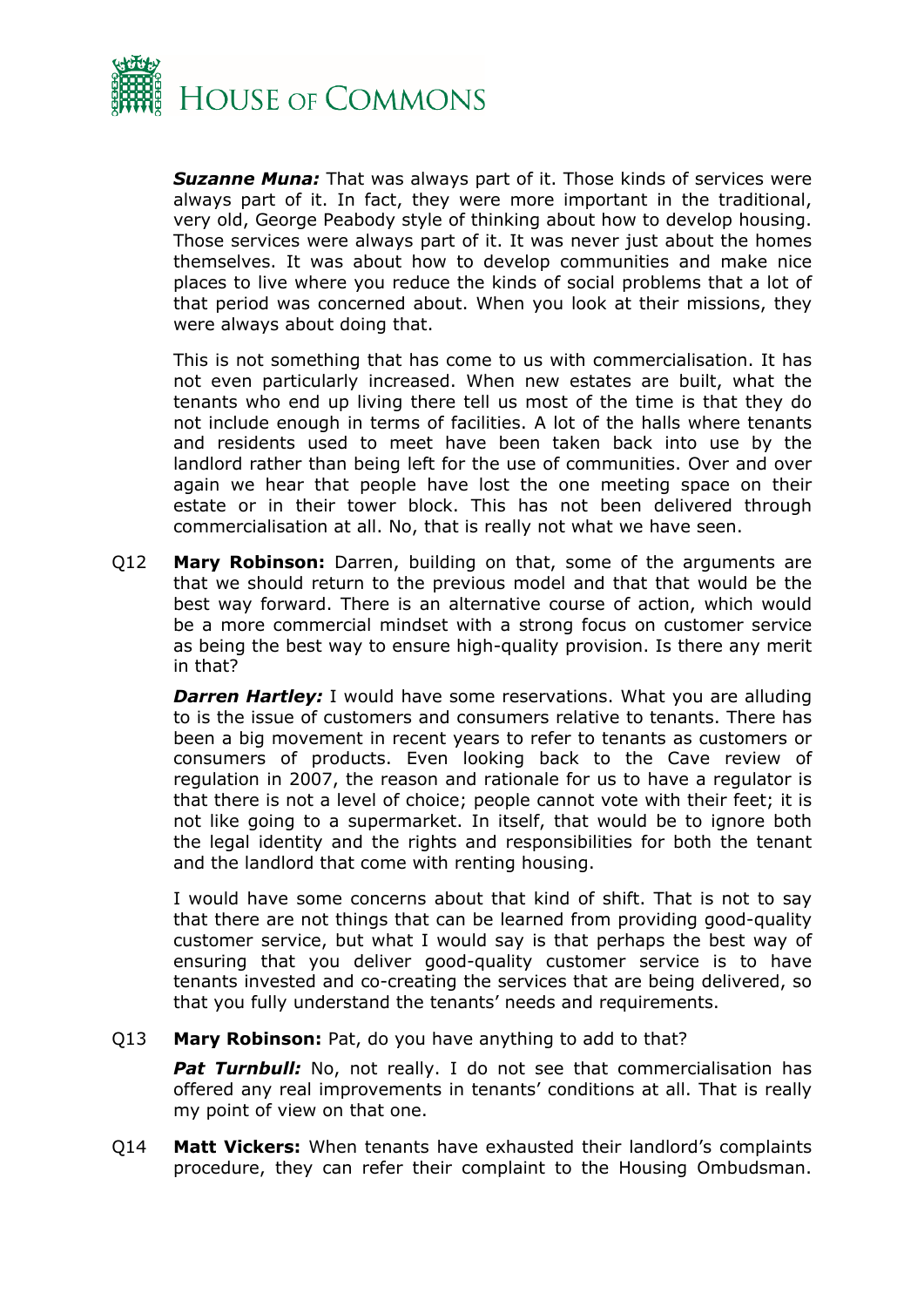***Suzanne Muna:*** That was always part of it. Those kinds of services were always part of it. In fact, they were more important in the traditional, very old, George Peabody style of thinking about how to develop housing. Those services were always part of it. It was never just about the homes themselves. It was about how to develop communities and make nice places to live where you reduce the kinds of social problems that a lot of that period was concerned about. When you look at their missions, they were always about doing that.

This is not something that has come to us with commercialisation. It has not even particularly increased. When new estates are built, what the tenants who end up living there tell us most of the time is that they do not include enough in terms of facilities. A lot of the halls where tenants and residents used to meet have been taken back into use by the landlord rather than being left for the use of communities. Over and over again we hear that people have lost the one meeting space on their estate or in their tower block. This has not been delivered through commercialisation at all. No, that is really not what we have seen.

Q12 **Mary Robinson:** Darren, building on that, some of the arguments are that we should return to the previous model and that that would be the best way forward. There is an alternative course of action, which would be a more commercial mindset with a strong focus on customer service as being the best way to ensure high-quality provision. Is there any merit in that?

***Darren Hartley:*** I would have some reservations. What you are alluding to is the issue of customers and consumers relative to tenants. There has been a big movement in recent years to refer to tenants as customers or consumers of products. Even looking back to the Cave review of regulation in 2007, the reason and rationale for us to have a regulator is that there is not a level of choice; people cannot vote with their feet; it is not like going to a supermarket. In itself, that would be to ignore both the legal identity and the rights and responsibilities for both the tenant and the landlord that come with renting housing.

I would have some concerns about that kind of shift. That is not to say that there are not things that can be learned from providing good-quality customer service, but what I would say is that perhaps the best way of ensuring that you deliver good-quality customer service is to have tenants invested and co-creating the services that are being delivered, so that you fully understand the tenants' needs and requirements.

Q13 **Mary Robinson:** Pat, do you have anything to add to that?

***Pat Turnbull:*** No, not really. I do not see that commercialisation has offered any real improvements in tenants' conditions at all. That is really my point of view on that one.

Q14 **Matt Vickers:** When tenants have exhausted their landlord's complaints procedure, they can refer their complaint to the Housing Ombudsman.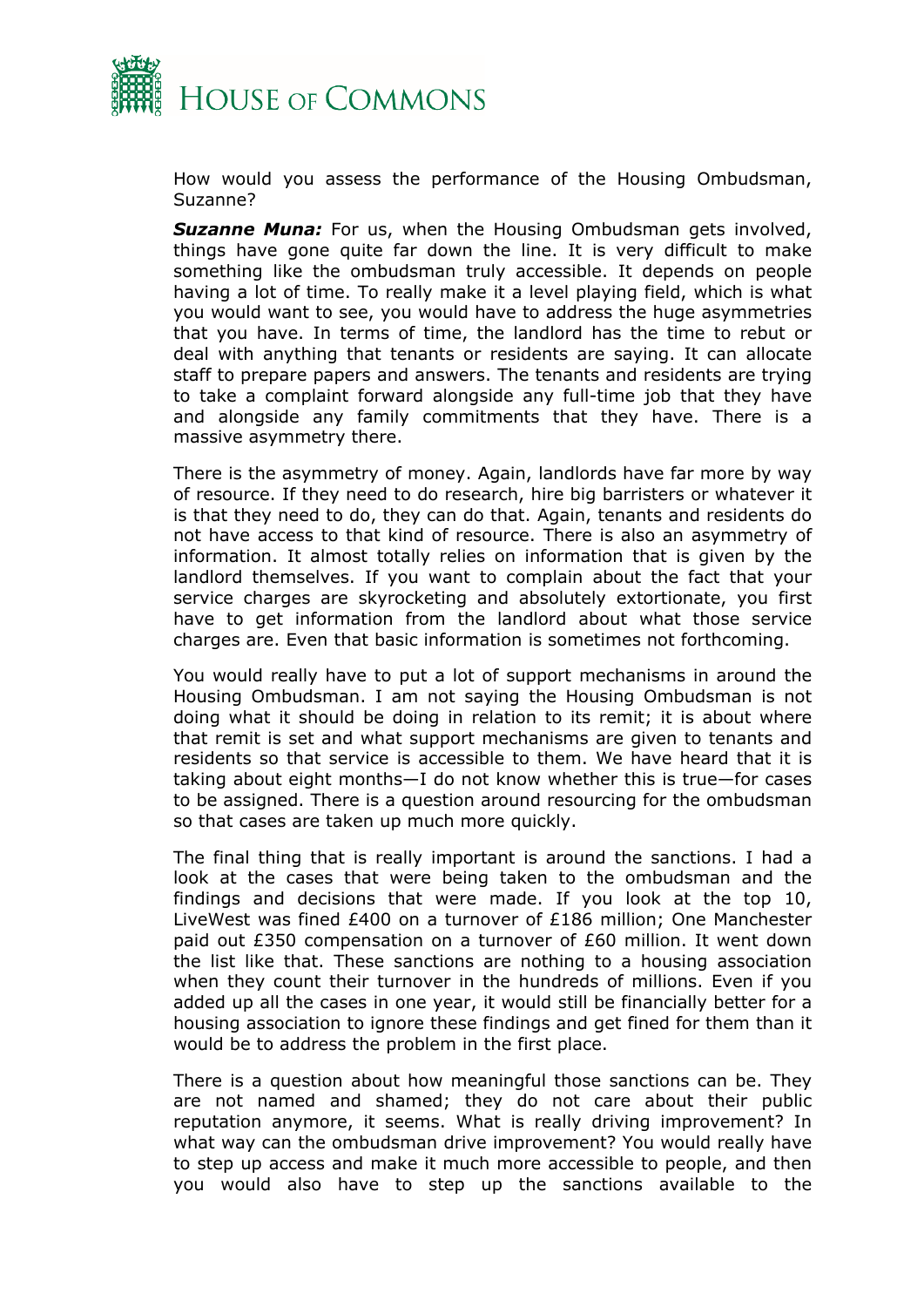How would you assess the performance of the Housing Ombudsman, Suzanne?

***Suzanne Muna:*** For us, when the Housing Ombudsman gets involved, things have gone quite far down the line. It is very difficult to make something like the ombudsman truly accessible. It depends on people having a lot of time. To really make it a level playing field, which is what you would want to see, you would have to address the huge asymmetries that you have. In terms of time, the landlord has the time to rebut or deal with anything that tenants or residents are saying. It can allocate staff to prepare papers and answers. The tenants and residents are trying to take a complaint forward alongside any full-time job that they have and alongside any family commitments that they have. There is a massive asymmetry there.

There is the asymmetry of money. Again, landlords have far more by way of resource. If they need to do research, hire big barristers or whatever it is that they need to do, they can do that. Again, tenants and residents do not have access to that kind of resource. There is also an asymmetry of information. It almost totally relies on information that is given by the landlord themselves. If you want to complain about the fact that your service charges are skyrocketing and absolutely extortionate, you first have to get information from the landlord about what those service charges are. Even that basic information is sometimes not forthcoming.

You would really have to put a lot of support mechanisms in around the Housing Ombudsman. I am not saying the Housing Ombudsman is not doing what it should be doing in relation to its remit; it is about where that remit is set and what support mechanisms are given to tenants and residents so that service is accessible to them. We have heard that it is taking about eight months—I do not know whether this is true—for cases to be assigned. There is a question around resourcing for the ombudsman so that cases are taken up much more quickly.

The final thing that is really important is around the sanctions. I had a look at the cases that were being taken to the ombudsman and the findings and decisions that were made. If you look at the top 10, LiveWest was fined £400 on a turnover of £186 million; One Manchester paid out £350 compensation on a turnover of £60 million. It went down the list like that. These sanctions are nothing to a housing association when they count their turnover in the hundreds of millions. Even if you added up all the cases in one year, it would still be financially better for a housing association to ignore these findings and get fined for them than it would be to address the problem in the first place.

There is a question about how meaningful those sanctions can be. They are not named and shamed; they do not care about their public reputation anymore, it seems. What is really driving improvement? In what way can the ombudsman drive improvement? You would really have to step up access and make it much more accessible to people, and then you would also have to step up the sanctions available to the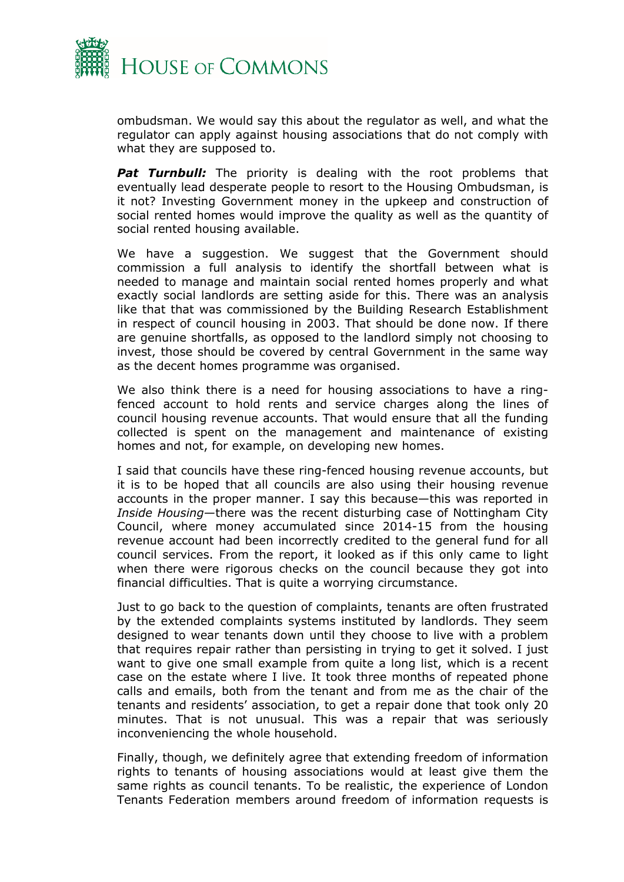ombudsman. We would say this about the regulator as well, and what the regulator can apply against housing associations that do not comply with what they are supposed to.

***Pat Turnbull:*** The priority is dealing with the root problems that eventually lead desperate people to resort to the Housing Ombudsman, is it not? Investing Government money in the upkeep and construction of social rented homes would improve the quality as well as the quantity of social rented housing available.

We have a suggestion. We suggest that the Government should commission a full analysis to identify the shortfall between what is needed to manage and maintain social rented homes properly and what exactly social landlords are setting aside for this. There was an analysis like that that was commissioned by the Building Research Establishment in respect of council housing in 2003. That should be done now. If there are genuine shortfalls, as opposed to the landlord simply not choosing to invest, those should be covered by central Government in the same way as the decent homes programme was organised.

We also think there is a need for housing associations to have a ring-fenced account to hold rents and service charges along the lines of council housing revenue accounts. That would ensure that all the funding collected is spent on the management and maintenance of existing homes and not, for example, on developing new homes.

I said that councils have these ring-fenced housing revenue accounts, but it is to be hoped that all councils are also using their housing revenue accounts in the proper manner. I say this because—this was reported in *Inside Housing*—there was the recent disturbing case of Nottingham City Council, where money accumulated since 2014-15 from the housing revenue account had been incorrectly credited to the general fund for all council services. From the report, it looked as if this only came to light when there were rigorous checks on the council because they got into financial difficulties. That is quite a worrying circumstance.

Just to go back to the question of complaints, tenants are often frustrated by the extended complaints systems instituted by landlords. They seem designed to wear tenants down until they choose to live with a problem that requires repair rather than persisting in trying to get it solved. I just want to give one small example from quite a long list, which is a recent case on the estate where I live. It took three months of repeated phone calls and emails, both from the tenant and from me as the chair of the tenants and residents' association, to get a repair done that took only 20 minutes. That is not unusual. This was a repair that was seriously inconveniencing the whole household.

Finally, though, we definitely agree that extending freedom of information rights to tenants of housing associations would at least give them the same rights as council tenants. To be realistic, the experience of London Tenants Federation members around freedom of information requests is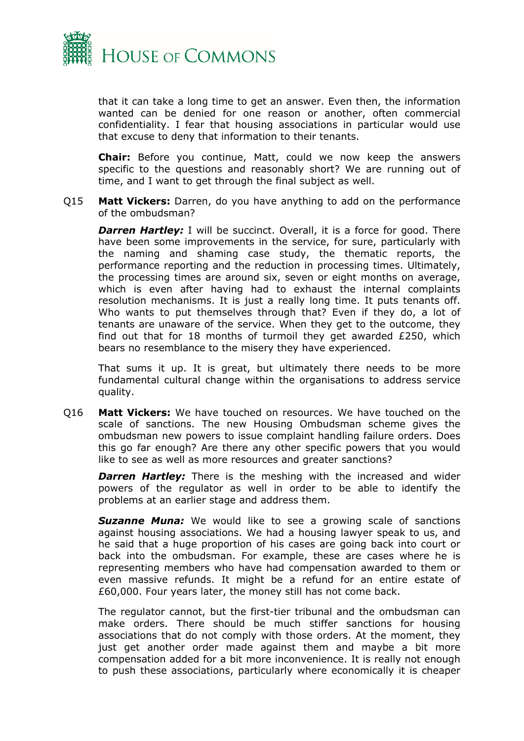that it can take a long time to get an answer. Even then, the information wanted can be denied for one reason or another, often commercial confidentiality. I fear that housing associations in particular would use that excuse to deny that information to their tenants.

**Chair:** Before you continue, Matt, could we now keep the answers specific to the questions and reasonably short? We are running out of time, and I want to get through the final subject as well.

Q15 **Matt Vickers:** Darren, do you have anything to add on the performance of the ombudsman?

***Darren Hartley:*** I will be succinct. Overall, it is a force for good. There have been some improvements in the service, for sure, particularly with the naming and shaming case study, the thematic reports, the performance reporting and the reduction in processing times. Ultimately, the processing times are around six, seven or eight months on average, which is even after having had to exhaust the internal complaints resolution mechanisms. It is just a really long time. It puts tenants off. Who wants to put themselves through that? Even if they do, a lot of tenants are unaware of the service. When they get to the outcome, they find out that for 18 months of turmoil they get awarded £250, which bears no resemblance to the misery they have experienced.

That sums it up. It is great, but ultimately there needs to be more fundamental cultural change within the organisations to address service quality.

Q16 **Matt Vickers:** We have touched on resources. We have touched on the scale of sanctions. The new Housing Ombudsman scheme gives the ombudsman new powers to issue complaint handling failure orders. Does this go far enough? Are there any other specific powers that you would like to see as well as more resources and greater sanctions?

***Darren Hartley:*** There is the meshing with the increased and wider powers of the regulator as well in order to be able to identify the problems at an earlier stage and address them.

***Suzanne Muna:*** We would like to see a growing scale of sanctions against housing associations. We had a housing lawyer speak to us, and he said that a huge proportion of his cases are going back into court or back into the ombudsman. For example, these are cases where he is representing members who have had compensation awarded to them or even massive refunds. It might be a refund for an entire estate of £60,000. Four years later, the money still has not come back.

The regulator cannot, but the first-tier tribunal and the ombudsman can make orders. There should be much stiffer sanctions for housing associations that do not comply with those orders. At the moment, they just get another order made against them and maybe a bit more compensation added for a bit more inconvenience. It is really not enough to push these associations, particularly where economically it is cheaper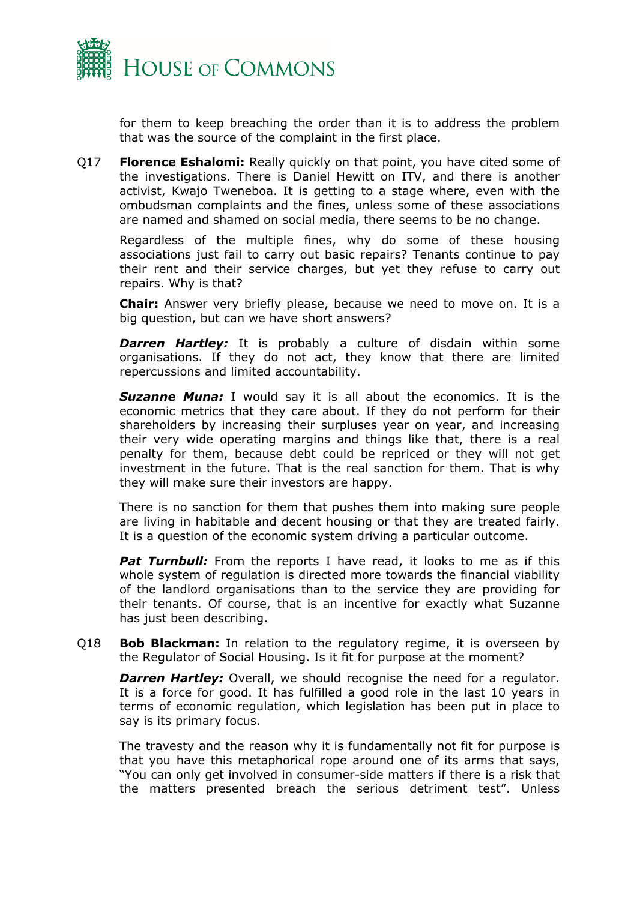for them to keep breaching the order than it is to address the problem that was the source of the complaint in the first place.

Q17 **Florence Eshalomi:** Really quickly on that point, you have cited some of the investigations. There is Daniel Hewitt on ITV, and there is another activist, Kwajo Tweneboa. It is getting to a stage where, even with the ombudsman complaints and the fines, unless some of these associations are named and shamed on social media, there seems to be no change.

Regardless of the multiple fines, why do some of these housing associations just fail to carry out basic repairs? Tenants continue to pay their rent and their service charges, but yet they refuse to carry out repairs. Why is that?

**Chair:** Answer very briefly please, because we need to move on. It is a big question, but can we have short answers?

***Darren Hartley:*** It is probably a culture of disdain within some organisations. If they do not act, they know that there are limited repercussions and limited accountability.

***Suzanne Muna:*** I would say it is all about the economics. It is the economic metrics that they care about. If they do not perform for their shareholders by increasing their surpluses year on year, and increasing their very wide operating margins and things like that, there is a real penalty for them, because debt could be repriced or they will not get investment in the future. That is the real sanction for them. That is why they will make sure their investors are happy.

There is no sanction for them that pushes them into making sure people are living in habitable and decent housing or that they are treated fairly. It is a question of the economic system driving a particular outcome.

***Pat Turnbull:*** From the reports I have read, it looks to me as if this whole system of regulation is directed more towards the financial viability of the landlord organisations than to the service they are providing for their tenants. Of course, that is an incentive for exactly what Suzanne has just been describing.

Q18 **Bob Blackman:** In relation to the regulatory regime, it is overseen by the Regulator of Social Housing. Is it fit for purpose at the moment?

***Darren Hartley:*** Overall, we should recognise the need for a regulator. It is a force for good. It has fulfilled a good role in the last 10 years in terms of economic regulation, which legislation has been put in place to say is its primary focus.

The travesty and the reason why it is fundamentally not fit for purpose is that you have this metaphorical rope around one of its arms that says, "You can only get involved in consumer-side matters if there is a risk that the matters presented breach the serious detriment test". Unless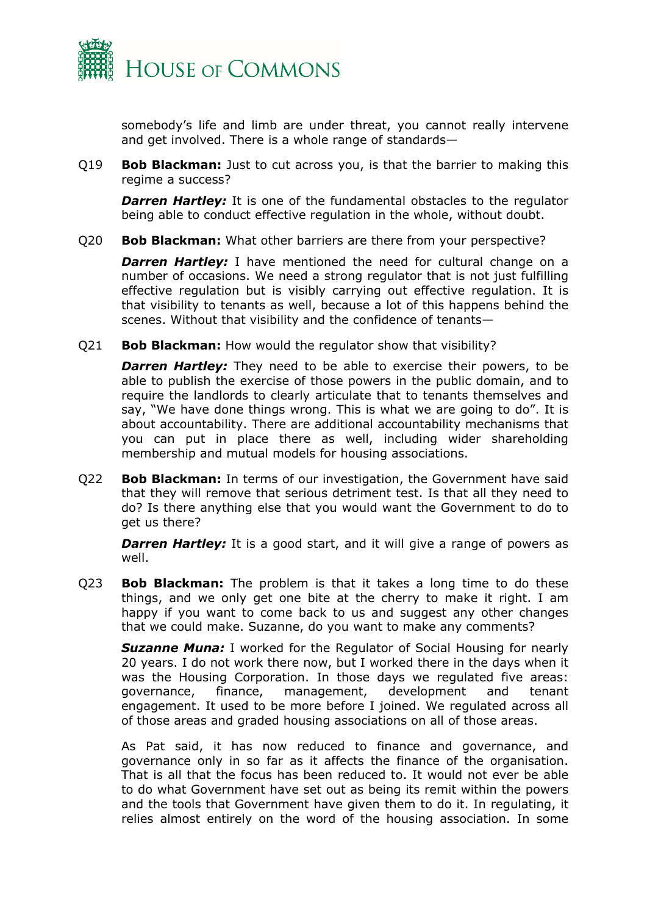somebody's life and limb are under threat, you cannot really intervene and get involved. There is a whole range of standards—

Q19 **Bob Blackman:** Just to cut across you, is that the barrier to making this regime a success?

***Darren Hartley:*** It is one of the fundamental obstacles to the regulator being able to conduct effective regulation in the whole, without doubt.

Q20 **Bob Blackman:** What other barriers are there from your perspective?

***Darren Hartley:*** I have mentioned the need for cultural change on a number of occasions. We need a strong regulator that is not just fulfilling effective regulation but is visibly carrying out effective regulation. It is that visibility to tenants as well, because a lot of this happens behind the scenes. Without that visibility and the confidence of tenants—

Q21 **Bob Blackman:** How would the regulator show that visibility?

***Darren Hartley:*** They need to be able to exercise their powers, to be able to publish the exercise of those powers in the public domain, and to require the landlords to clearly articulate that to tenants themselves and say, "We have done things wrong. This is what we are going to do". It is about accountability. There are additional accountability mechanisms that you can put in place there as well, including wider shareholding membership and mutual models for housing associations.

Q22 **Bob Blackman:** In terms of our investigation, the Government have said that they will remove that serious detriment test. Is that all they need to do? Is there anything else that you would want the Government to do to get us there?

***Darren Hartley:*** It is a good start, and it will give a range of powers as well.

Q23 **Bob Blackman:** The problem is that it takes a long time to do these things, and we only get one bite at the cherry to make it right. I am happy if you want to come back to us and suggest any other changes that we could make. Suzanne, do you want to make any comments?

***Suzanne Muna:*** I worked for the Regulator of Social Housing for nearly 20 years. I do not work there now, but I worked there in the days when it was the Housing Corporation. In those days we regulated five areas: governance, finance, management, development and tenant engagement. It used to be more before I joined. We regulated across all of those areas and graded housing associations on all of those areas.

As Pat said, it has now reduced to finance and governance, and governance only in so far as it affects the finance of the organisation. That is all that the focus has been reduced to. It would not ever be able to do what Government have set out as being its remit within the powers and the tools that Government have given them to do it. In regulating, it relies almost entirely on the word of the housing association. In some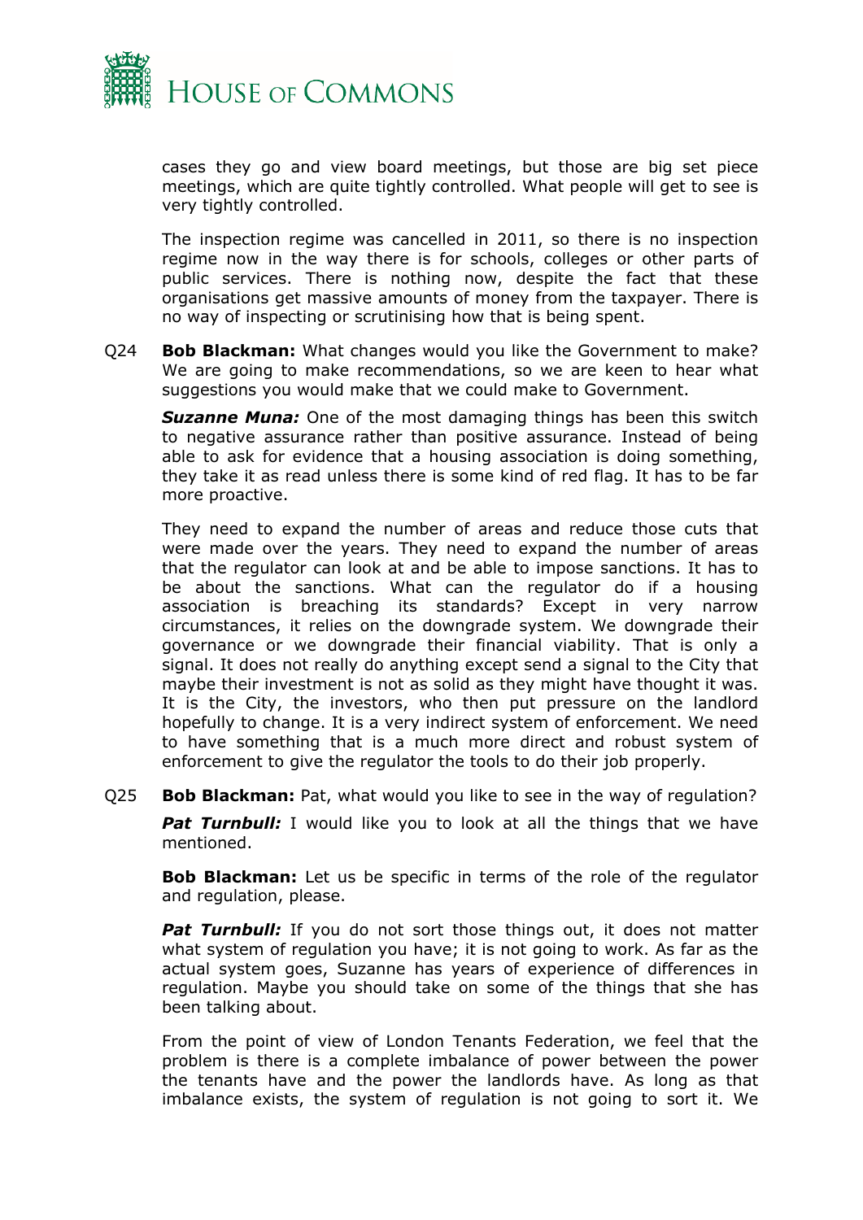cases they go and view board meetings, but those are big set piece meetings, which are quite tightly controlled. What people will get to see is very tightly controlled.

The inspection regime was cancelled in 2011, so there is no inspection regime now in the way there is for schools, colleges or other parts of public services. There is nothing now, despite the fact that these organisations get massive amounts of money from the taxpayer. There is no way of inspecting or scrutinising how that is being spent.

Q24 **Bob Blackman:** What changes would you like the Government to make? We are going to make recommendations, so we are keen to hear what suggestions you would make that we could make to Government.

***Suzanne Muna:*** One of the most damaging things has been this switch to negative assurance rather than positive assurance. Instead of being able to ask for evidence that a housing association is doing something, they take it as read unless there is some kind of red flag. It has to be far more proactive.

They need to expand the number of areas and reduce those cuts that were made over the years. They need to expand the number of areas that the regulator can look at and be able to impose sanctions. It has to be about the sanctions. What can the regulator do if a housing association is breaching its standards? Except in very narrow circumstances, it relies on the downgrade system. We downgrade their governance or we downgrade their financial viability. That is only a signal. It does not really do anything except send a signal to the City that maybe their investment is not as solid as they might have thought it was. It is the City, the investors, who then put pressure on the landlord hopefully to change. It is a very indirect system of enforcement. We need to have something that is a much more direct and robust system of enforcement to give the regulator the tools to do their job properly.

Q25 **Bob Blackman:** Pat, what would you like to see in the way of regulation?

***Pat Turnbull:*** I would like you to look at all the things that we have mentioned.

**Bob Blackman:** Let us be specific in terms of the role of the regulator and regulation, please.

***Pat Turnbull:*** If you do not sort those things out, it does not matter what system of regulation you have; it is not going to work. As far as the actual system goes, Suzanne has years of experience of differences in regulation. Maybe you should take on some of the things that she has been talking about.

From the point of view of London Tenants Federation, we feel that the problem is there is a complete imbalance of power between the power the tenants have and the power the landlords have. As long as that imbalance exists, the system of regulation is not going to sort it. We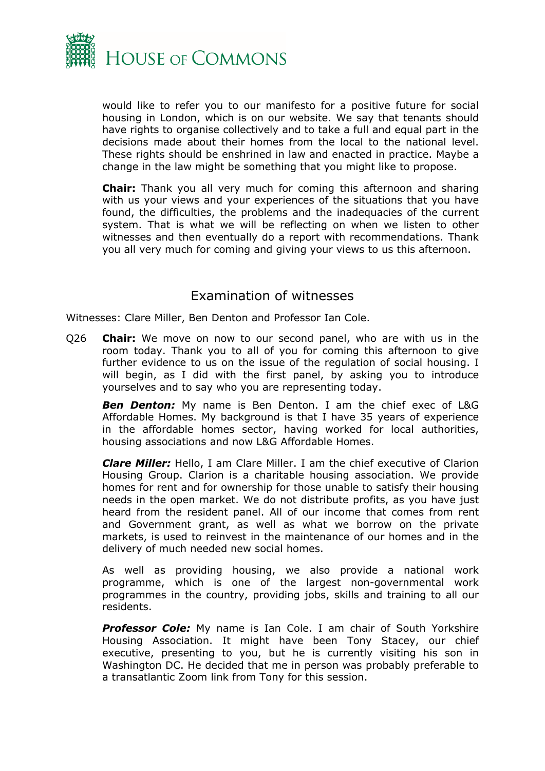would like to refer you to our manifesto for a positive future for social housing in London, which is on our website. We say that tenants should have rights to organise collectively and to take a full and equal part in the decisions made about their homes from the local to the national level. These rights should be enshrined in law and enacted in practice. Maybe a change in the law might be something that you might like to propose.

**Chair:** Thank you all very much for coming this afternoon and sharing with us your views and your experiences of the situations that you have found, the difficulties, the problems and the inadequacies of the current system. That is what we will be reflecting on when we listen to other witnesses and then eventually do a report with recommendations. Thank you all very much for coming and giving your views to us this afternoon.

## Examination of witnesses

Witnesses: Clare Miller, Ben Denton and Professor Ian Cole.

Q26 **Chair:** We move on now to our second panel, who are with us in the room today. Thank you to all of you for coming this afternoon to give further evidence to us on the issue of the regulation of social housing. I will begin, as I did with the first panel, by asking you to introduce yourselves and to say who you are representing today.

***Ben Denton:*** My name is Ben Denton. I am the chief exec of L&G Affordable Homes. My background is that I have 35 years of experience in the affordable homes sector, having worked for local authorities, housing associations and now L&G Affordable Homes.

***Clare Miller:*** Hello, I am Clare Miller. I am the chief executive of Clarion Housing Group. Clarion is a charitable housing association. We provide homes for rent and for ownership for those unable to satisfy their housing needs in the open market. We do not distribute profits, as you have just heard from the resident panel. All of our income that comes from rent and Government grant, as well as what we borrow on the private markets, is used to reinvest in the maintenance of our homes and in the delivery of much needed new social homes.

As well as providing housing, we also provide a national work programme, which is one of the largest non-governmental work programmes in the country, providing jobs, skills and training to all our residents.

***Professor Cole:*** My name is Ian Cole. I am chair of South Yorkshire Housing Association. It might have been Tony Stacey, our chief executive, presenting to you, but he is currently visiting his son in Washington DC. He decided that me in person was probably preferable to a transatlantic Zoom link from Tony for this session.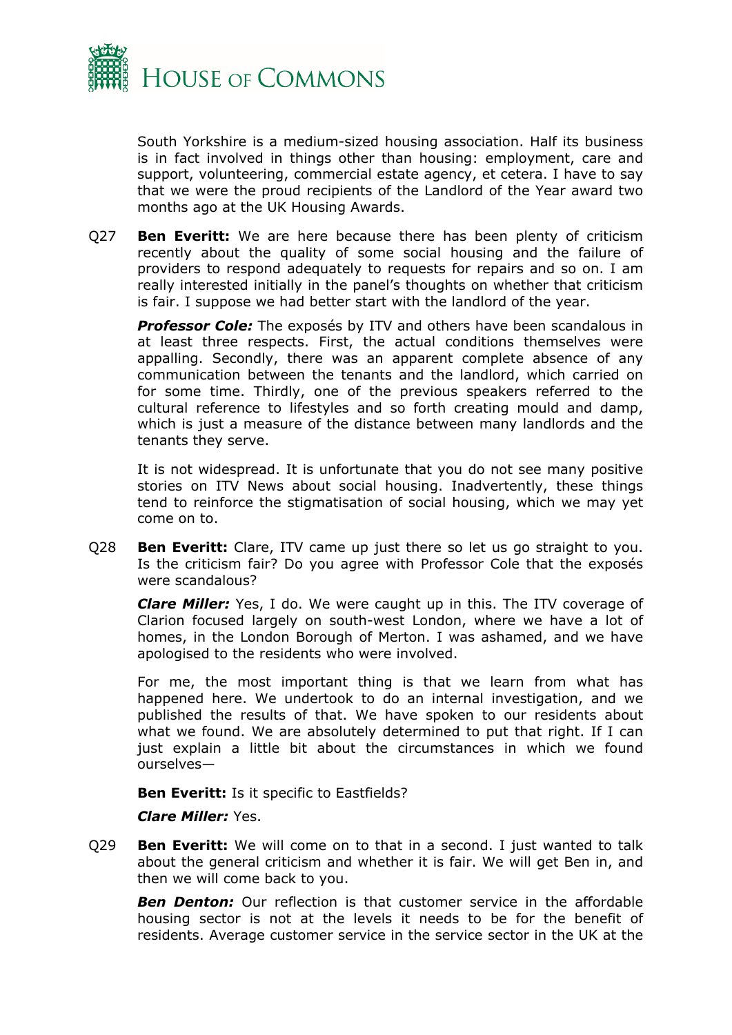South Yorkshire is a medium-sized housing association. Half its business is in fact involved in things other than housing: employment, care and support, volunteering, commercial estate agency, et cetera. I have to say that we were the proud recipients of the Landlord of the Year award two months ago at the UK Housing Awards.

Q27 **Ben Everitt:** We are here because there has been plenty of criticism recently about the quality of some social housing and the failure of providers to respond adequately to requests for repairs and so on. I am really interested initially in the panel's thoughts on whether that criticism is fair. I suppose we had better start with the landlord of the year.

***Professor Cole:*** The exposés by ITV and others have been scandalous in at least three respects. First, the actual conditions themselves were appalling. Secondly, there was an apparent complete absence of any communication between the tenants and the landlord, which carried on for some time. Thirdly, one of the previous speakers referred to the cultural reference to lifestyles and so forth creating mould and damp, which is just a measure of the distance between many landlords and the tenants they serve.

It is not widespread. It is unfortunate that you do not see many positive stories on ITV News about social housing. Inadvertently, these things tend to reinforce the stigmatisation of social housing, which we may yet come on to.

Q28 **Ben Everitt:** Clare, ITV came up just there so let us go straight to you. Is the criticism fair? Do you agree with Professor Cole that the exposés were scandalous?

***Clare Miller:*** Yes, I do. We were caught up in this. The ITV coverage of Clarion focused largely on south-west London, where we have a lot of homes, in the London Borough of Merton. I was ashamed, and we have apologised to the residents who were involved.

For me, the most important thing is that we learn from what has happened here. We undertook to do an internal investigation, and we published the results of that. We have spoken to our residents about what we found. We are absolutely determined to put that right. If I can just explain a little bit about the circumstances in which we found ourselves—

**Ben Everitt:** Is it specific to Eastfields?

***Clare Miller:*** Yes.

Q29 **Ben Everitt:** We will come on to that in a second. I just wanted to talk about the general criticism and whether it is fair. We will get Ben in, and then we will come back to you.

***Ben Denton:*** Our reflection is that customer service in the affordable housing sector is not at the levels it needs to be for the benefit of residents. Average customer service in the service sector in the UK at the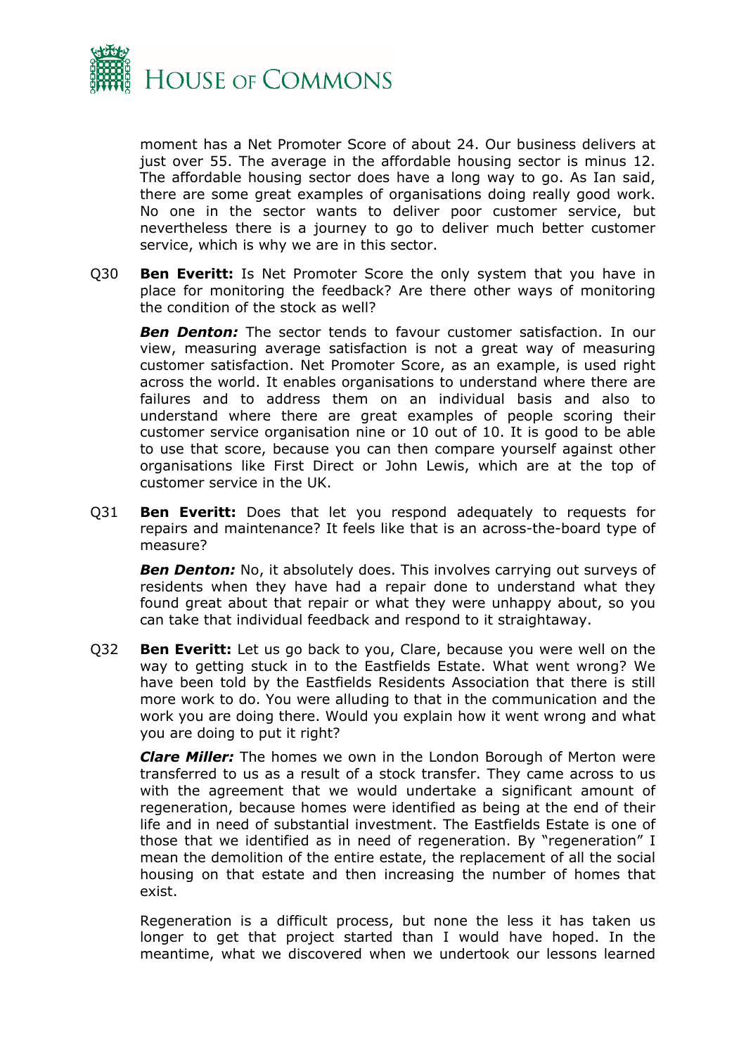moment has a Net Promoter Score of about 24. Our business delivers at just over 55. The average in the affordable housing sector is minus 12. The affordable housing sector does have a long way to go. As Ian said, there are some great examples of organisations doing really good work. No one in the sector wants to deliver poor customer service, but nevertheless there is a journey to go to deliver much better customer service, which is why we are in this sector.

Q30 **Ben Everitt:** Is Net Promoter Score the only system that you have in place for monitoring the feedback? Are there other ways of monitoring the condition of the stock as well?

***Ben Denton:*** The sector tends to favour customer satisfaction. In our view, measuring average satisfaction is not a great way of measuring customer satisfaction. Net Promoter Score, as an example, is used right across the world. It enables organisations to understand where there are failures and to address them on an individual basis and also to understand where there are great examples of people scoring their customer service organisation nine or 10 out of 10. It is good to be able to use that score, because you can then compare yourself against other organisations like First Direct or John Lewis, which are at the top of customer service in the UK.

Q31 **Ben Everitt:** Does that let you respond adequately to requests for repairs and maintenance? It feels like that is an across-the-board type of measure?

***Ben Denton:*** No, it absolutely does. This involves carrying out surveys of residents when they have had a repair done to understand what they found great about that repair or what they were unhappy about, so you can take that individual feedback and respond to it straightaway.

Q32 **Ben Everitt:** Let us go back to you, Clare, because you were well on the way to getting stuck in to the Eastfields Estate. What went wrong? We have been told by the Eastfields Residents Association that there is still more work to do. You were alluding to that in the communication and the work you are doing there. Would you explain how it went wrong and what you are doing to put it right?

***Clare Miller:*** The homes we own in the London Borough of Merton were transferred to us as a result of a stock transfer. They came across to us with the agreement that we would undertake a significant amount of regeneration, because homes were identified as being at the end of their life and in need of substantial investment. The Eastfields Estate is one of those that we identified as in need of regeneration. By "regeneration" I mean the demolition of the entire estate, the replacement of all the social housing on that estate and then increasing the number of homes that exist.

Regeneration is a difficult process, but none the less it has taken us longer to get that project started than I would have hoped. In the meantime, what we discovered when we undertook our lessons learned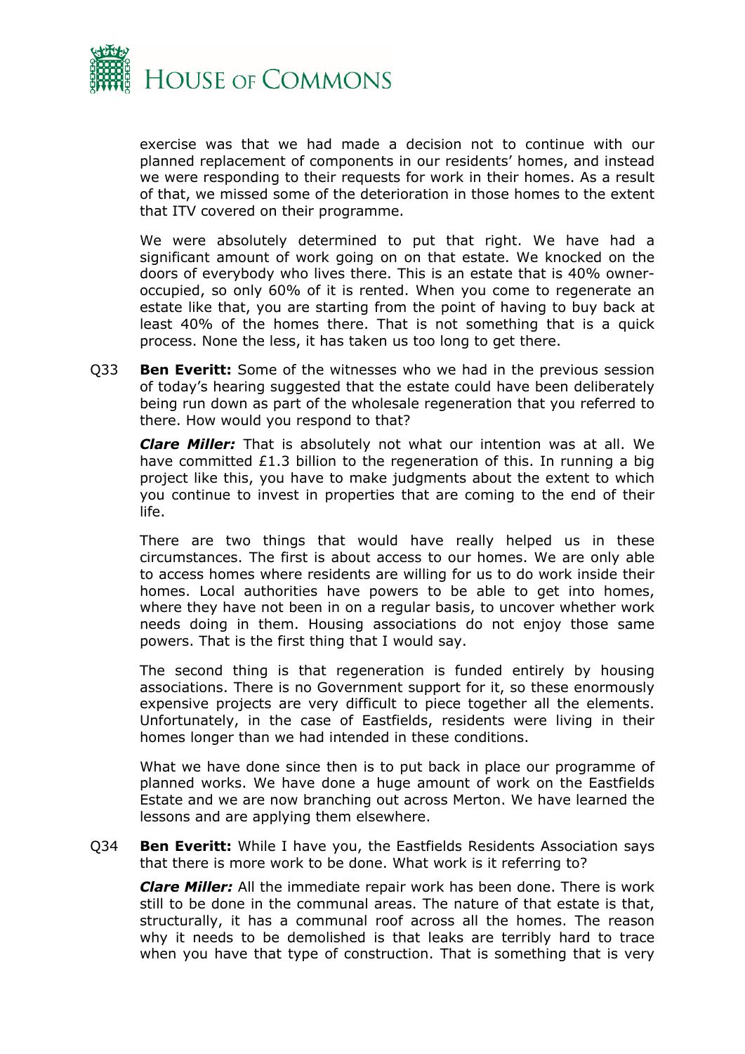exercise was that we had made a decision not to continue with our planned replacement of components in our residents' homes, and instead we were responding to their requests for work in their homes. As a result of that, we missed some of the deterioration in those homes to the extent that ITV covered on their programme.

We were absolutely determined to put that right. We have had a significant amount of work going on on that estate. We knocked on the doors of everybody who lives there. This is an estate that is 40% owner-occupied, so only 60% of it is rented. When you come to regenerate an estate like that, you are starting from the point of having to buy back at least 40% of the homes there. That is not something that is a quick process. None the less, it has taken us too long to get there.

Q33 **Ben Everitt:** Some of the witnesses who we had in the previous session of today's hearing suggested that the estate could have been deliberately being run down as part of the wholesale regeneration that you referred to there. How would you respond to that?

***Clare Miller:*** That is absolutely not what our intention was at all. We have committed £1.3 billion to the regeneration of this. In running a big project like this, you have to make judgments about the extent to which you continue to invest in properties that are coming to the end of their life.

There are two things that would have really helped us in these circumstances. The first is about access to our homes. We are only able to access homes where residents are willing for us to do work inside their homes. Local authorities have powers to be able to get into homes, where they have not been in on a regular basis, to uncover whether work needs doing in them. Housing associations do not enjoy those same powers. That is the first thing that I would say.

The second thing is that regeneration is funded entirely by housing associations. There is no Government support for it, so these enormously expensive projects are very difficult to piece together all the elements. Unfortunately, in the case of Eastfields, residents were living in their homes longer than we had intended in these conditions.

What we have done since then is to put back in place our programme of planned works. We have done a huge amount of work on the Eastfields Estate and we are now branching out across Merton. We have learned the lessons and are applying them elsewhere.

Q34 **Ben Everitt:** While I have you, the Eastfields Residents Association says that there is more work to be done. What work is it referring to?

***Clare Miller:*** All the immediate repair work has been done. There is work still to be done in the communal areas. The nature of that estate is that, structurally, it has a communal roof across all the homes. The reason why it needs to be demolished is that leaks are terribly hard to trace when you have that type of construction. That is something that is very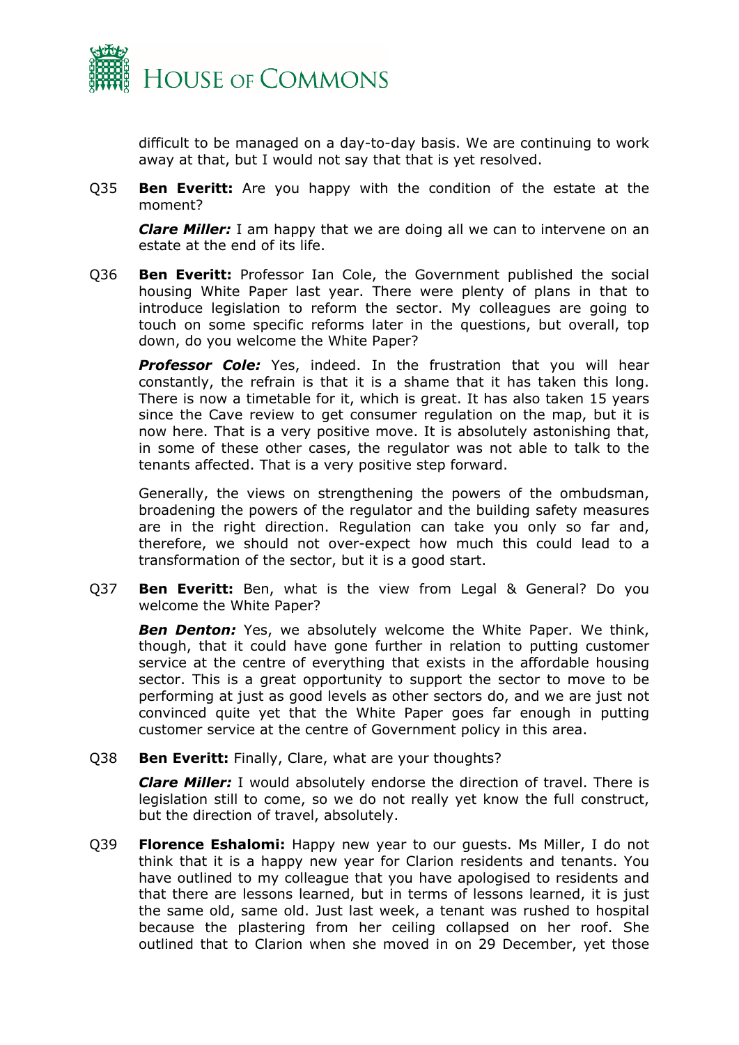difficult to be managed on a day-to-day basis. We are continuing to work away at that, but I would not say that that is yet resolved.

Q35 **Ben Everitt:** Are you happy with the condition of the estate at the moment?

***Clare Miller:*** I am happy that we are doing all we can to intervene on an estate at the end of its life.

Q36 **Ben Everitt:** Professor Ian Cole, the Government published the social housing White Paper last year. There were plenty of plans in that to introduce legislation to reform the sector. My colleagues are going to touch on some specific reforms later in the questions, but overall, top down, do you welcome the White Paper?

***Professor Cole:*** Yes, indeed. In the frustration that you will hear constantly, the refrain is that it is a shame that it has taken this long. There is now a timetable for it, which is great. It has also taken 15 years since the Cave review to get consumer regulation on the map, but it is now here. That is a very positive move. It is absolutely astonishing that, in some of these other cases, the regulator was not able to talk to the tenants affected. That is a very positive step forward.

Generally, the views on strengthening the powers of the ombudsman, broadening the powers of the regulator and the building safety measures are in the right direction. Regulation can take you only so far and, therefore, we should not over-expect how much this could lead to a transformation of the sector, but it is a good start.

Q37 **Ben Everitt:** Ben, what is the view from Legal & General? Do you welcome the White Paper?

***Ben Denton:*** Yes, we absolutely welcome the White Paper. We think, though, that it could have gone further in relation to putting customer service at the centre of everything that exists in the affordable housing sector. This is a great opportunity to support the sector to move to be performing at just as good levels as other sectors do, and we are just not convinced quite yet that the White Paper goes far enough in putting customer service at the centre of Government policy in this area.

Q38 **Ben Everitt:** Finally, Clare, what are your thoughts?

***Clare Miller:*** I would absolutely endorse the direction of travel. There is legislation still to come, so we do not really yet know the full construct, but the direction of travel, absolutely.

Q39 **Florence Eshalomi:** Happy new year to our guests. Ms Miller, I do not think that it is a happy new year for Clarion residents and tenants. You have outlined to my colleague that you have apologised to residents and that there are lessons learned, but in terms of lessons learned, it is just the same old, same old. Just last week, a tenant was rushed to hospital because the plastering from her ceiling collapsed on her roof. She outlined that to Clarion when she moved in on 29 December, yet those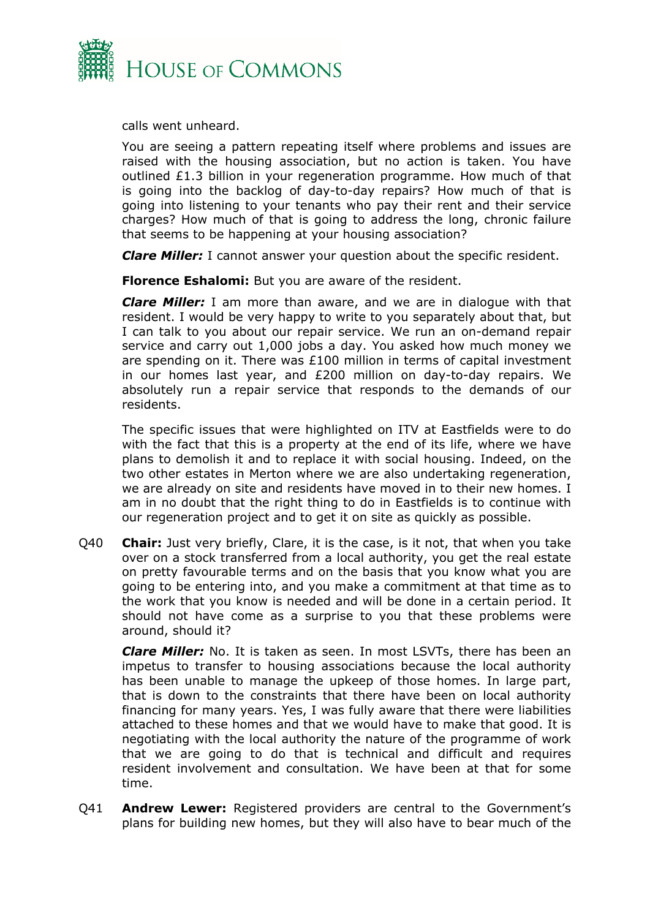calls went unheard.

You are seeing a pattern repeating itself where problems and issues are raised with the housing association, but no action is taken. You have outlined £1.3 billion in your regeneration programme. How much of that is going into the backlog of day-to-day repairs? How much of that is going into listening to your tenants who pay their rent and their service charges? How much of that is going to address the long, chronic failure that seems to be happening at your housing association?

***Clare Miller:*** I cannot answer your question about the specific resident.

**Florence Eshalomi:** But you are aware of the resident.

***Clare Miller:*** I am more than aware, and we are in dialogue with that resident. I would be very happy to write to you separately about that, but I can talk to you about our repair service. We run an on-demand repair service and carry out 1,000 jobs a day. You asked how much money we are spending on it. There was £100 million in terms of capital investment in our homes last year, and £200 million on day-to-day repairs. We absolutely run a repair service that responds to the demands of our residents.

The specific issues that were highlighted on ITV at Eastfields were to do with the fact that this is a property at the end of its life, where we have plans to demolish it and to replace it with social housing. Indeed, on the two other estates in Merton where we are also undertaking regeneration, we are already on site and residents have moved in to their new homes. I am in no doubt that the right thing to do in Eastfields is to continue with our regeneration project and to get it on site as quickly as possible.

Q40 **Chair:** Just very briefly, Clare, it is the case, is it not, that when you take over on a stock transferred from a local authority, you get the real estate on pretty favourable terms and on the basis that you know what you are going to be entering into, and you make a commitment at that time as to the work that you know is needed and will be done in a certain period. It should not have come as a surprise to you that these problems were around, should it?

***Clare Miller:*** No. It is taken as seen. In most LSVTs, there has been an impetus to transfer to housing associations because the local authority has been unable to manage the upkeep of those homes. In large part, that is down to the constraints that there have been on local authority financing for many years. Yes, I was fully aware that there were liabilities attached to these homes and that we would have to make that good. It is negotiating with the local authority the nature of the programme of work that we are going to do that is technical and difficult and requires resident involvement and consultation. We have been at that for some time.

Q41 **Andrew Lewer:** Registered providers are central to the Government's plans for building new homes, but they will also have to bear much of the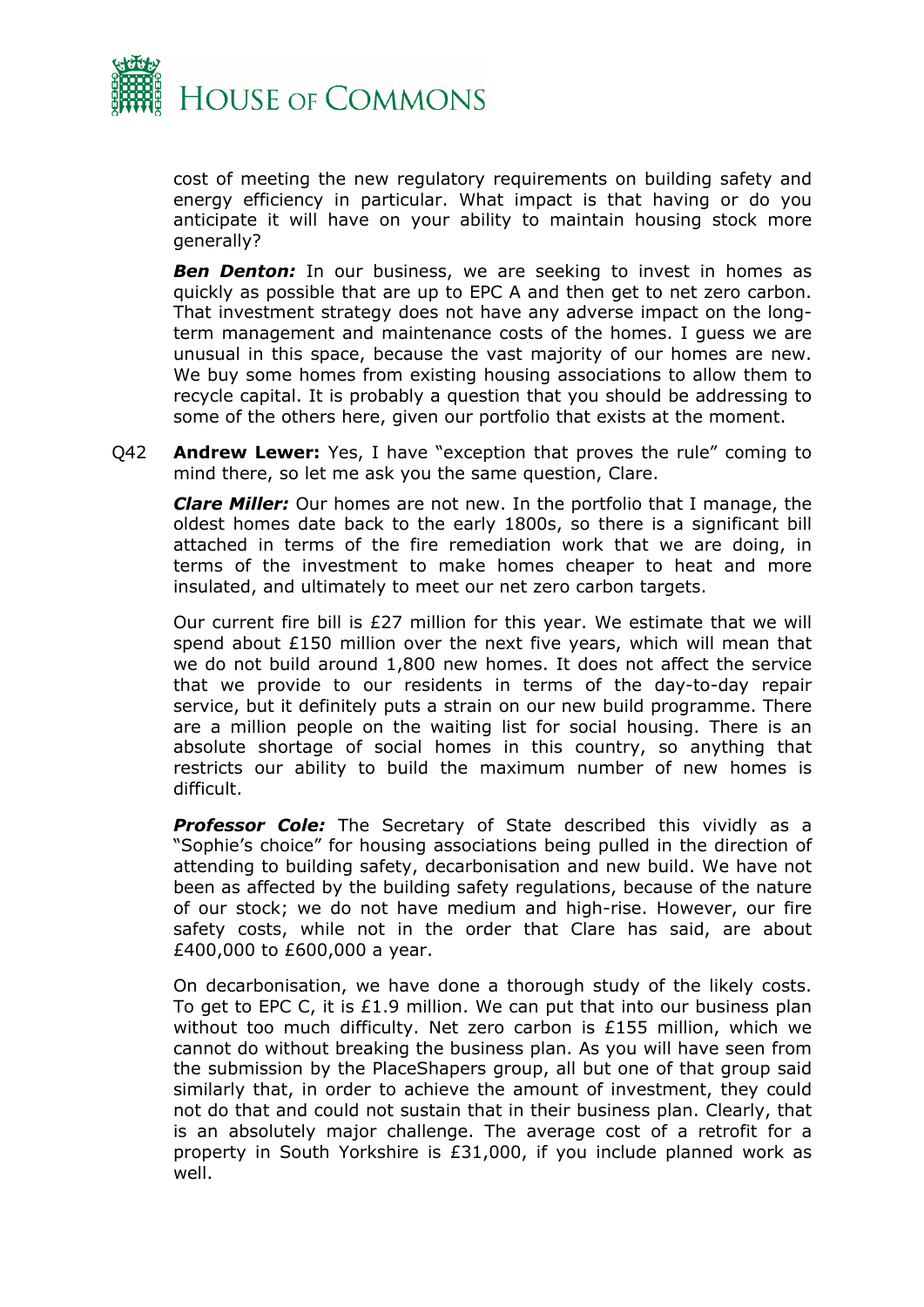cost of meeting the new regulatory requirements on building safety and energy efficiency in particular. What impact is that having or do you anticipate it will have on your ability to maintain housing stock more generally?

***Ben Denton:*** In our business, we are seeking to invest in homes as quickly as possible that are up to EPC A and then get to net zero carbon. That investment strategy does not have any adverse impact on the long-term management and maintenance costs of the homes. I guess we are unusual in this space, because the vast majority of our homes are new. We buy some homes from existing housing associations to allow them to recycle capital. It is probably a question that you should be addressing to some of the others here, given our portfolio that exists at the moment.

Q42 **Andrew Lewer:** Yes, I have "exception that proves the rule" coming to mind there, so let me ask you the same question, Clare.

***Clare Miller:*** Our homes are not new. In the portfolio that I manage, the oldest homes date back to the early 1800s, so there is a significant bill attached in terms of the fire remediation work that we are doing, in terms of the investment to make homes cheaper to heat and more insulated, and ultimately to meet our net zero carbon targets.

Our current fire bill is £27 million for this year. We estimate that we will spend about £150 million over the next five years, which will mean that we do not build around 1,800 new homes. It does not affect the service that we provide to our residents in terms of the day-to-day repair service, but it definitely puts a strain on our new build programme. There are a million people on the waiting list for social housing. There is an absolute shortage of social homes in this country, so anything that restricts our ability to build the maximum number of new homes is difficult.

***Professor Cole:*** The Secretary of State described this vividly as a "Sophie's choice" for housing associations being pulled in the direction of attending to building safety, decarbonisation and new build. We have not been as affected by the building safety regulations, because of the nature of our stock; we do not have medium and high-rise. However, our fire safety costs, while not in the order that Clare has said, are about £400,000 to £600,000 a year.

On decarbonisation, we have done a thorough study of the likely costs. To get to EPC C, it is £1.9 million. We can put that into our business plan without too much difficulty. Net zero carbon is £155 million, which we cannot do without breaking the business plan. As you will have seen from the submission by the PlaceShapers group, all but one of that group said similarly that, in order to achieve the amount of investment, they could not do that and could not sustain that in their business plan. Clearly, that is an absolutely major challenge. The average cost of a retrofit for a property in South Yorkshire is £31,000, if you include planned work as well.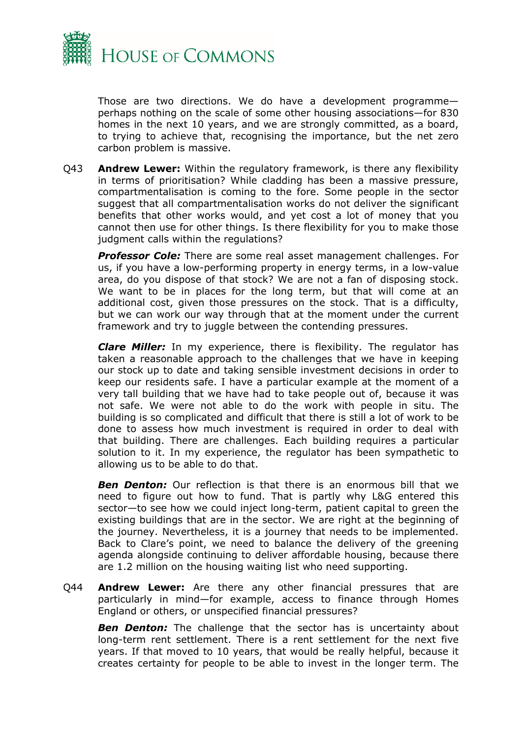Those are two directions. We do have a development programme—perhaps nothing on the scale of some other housing associations—for 830 homes in the next 10 years, and we are strongly committed, as a board, to trying to achieve that, recognising the importance, but the net zero carbon problem is massive.

Q43 **Andrew Lewer:** Within the regulatory framework, is there any flexibility in terms of prioritisation? While cladding has been a massive pressure, compartmentalisation is coming to the fore. Some people in the sector suggest that all compartmentalisation works do not deliver the significant benefits that other works would, and yet cost a lot of money that you cannot then use for other things. Is there flexibility for you to make those judgment calls within the regulations?

***Professor Cole:*** There are some real asset management challenges. For us, if you have a low-performing property in energy terms, in a low-value area, do you dispose of that stock? We are not a fan of disposing stock. We want to be in places for the long term, but that will come at an additional cost, given those pressures on the stock. That is a difficulty, but we can work our way through that at the moment under the current framework and try to juggle between the contending pressures.

***Clare Miller:*** In my experience, there is flexibility. The regulator has taken a reasonable approach to the challenges that we have in keeping our stock up to date and taking sensible investment decisions in order to keep our residents safe. I have a particular example at the moment of a very tall building that we have had to take people out of, because it was not safe. We were not able to do the work with people in situ. The building is so complicated and difficult that there is still a lot of work to be done to assess how much investment is required in order to deal with that building. There are challenges. Each building requires a particular solution to it. In my experience, the regulator has been sympathetic to allowing us to be able to do that.

***Ben Denton:*** Our reflection is that there is an enormous bill that we need to figure out how to fund. That is partly why L&G entered this sector—to see how we could inject long-term, patient capital to green the existing buildings that are in the sector. We are right at the beginning of the journey. Nevertheless, it is a journey that needs to be implemented. Back to Clare's point, we need to balance the delivery of the greening agenda alongside continuing to deliver affordable housing, because there are 1.2 million on the housing waiting list who need supporting.

Q44 **Andrew Lewer:** Are there any other financial pressures that are particularly in mind—for example, access to finance through Homes England or others, or unspecified financial pressures?

***Ben Denton:*** The challenge that the sector has is uncertainty about long-term rent settlement. There is a rent settlement for the next five years. If that moved to 10 years, that would be really helpful, because it creates certainty for people to be able to invest in the longer term. The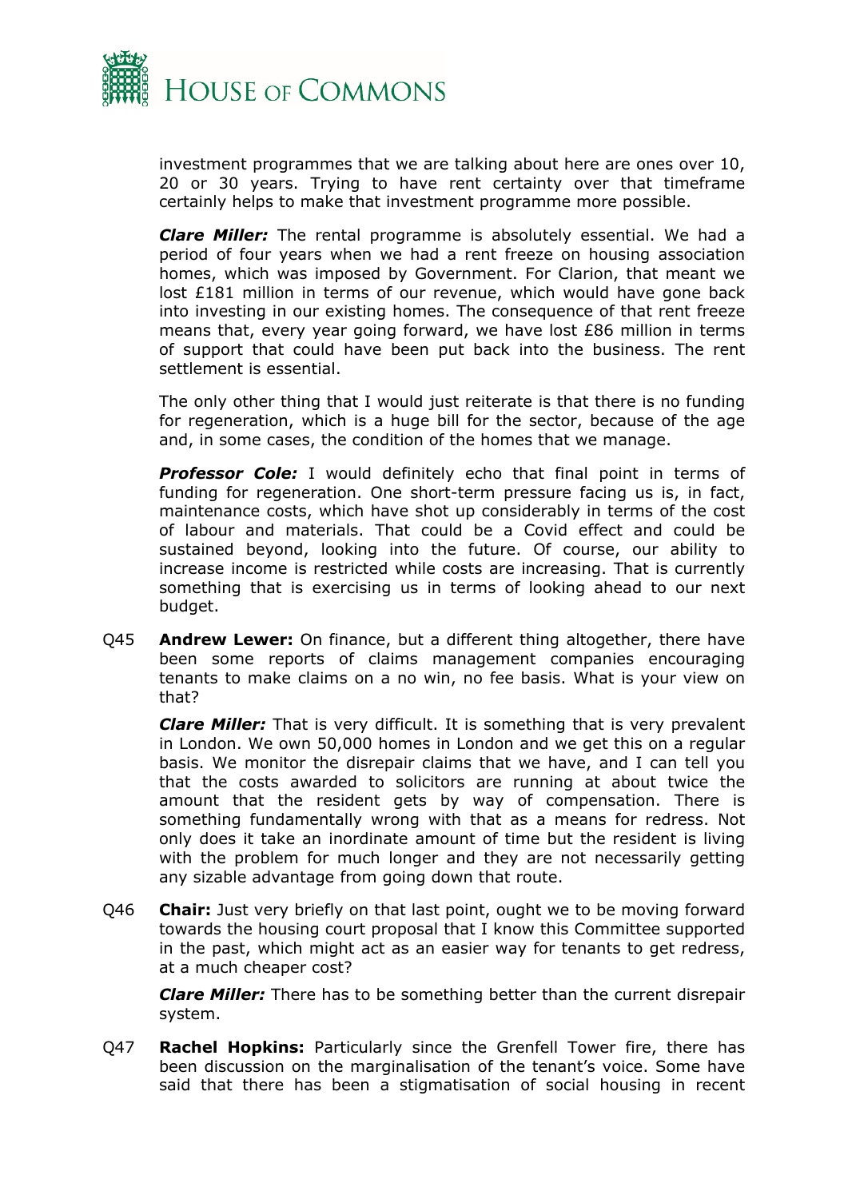investment programmes that we are talking about here are ones over 10, 20 or 30 years. Trying to have rent certainty over that timeframe certainly helps to make that investment programme more possible.

***Clare Miller:*** The rental programme is absolutely essential. We had a period of four years when we had a rent freeze on housing association homes, which was imposed by Government. For Clarion, that meant we lost £181 million in terms of our revenue, which would have gone back into investing in our existing homes. The consequence of that rent freeze means that, every year going forward, we have lost £86 million in terms of support that could have been put back into the business. The rent settlement is essential.

The only other thing that I would just reiterate is that there is no funding for regeneration, which is a huge bill for the sector, because of the age and, in some cases, the condition of the homes that we manage.

***Professor Cole:*** I would definitely echo that final point in terms of funding for regeneration. One short-term pressure facing us is, in fact, maintenance costs, which have shot up considerably in terms of the cost of labour and materials. That could be a Covid effect and could be sustained beyond, looking into the future. Of course, our ability to increase income is restricted while costs are increasing. That is currently something that is exercising us in terms of looking ahead to our next budget.

Q45 **Andrew Lewer:** On finance, but a different thing altogether, there have been some reports of claims management companies encouraging tenants to make claims on a no win, no fee basis. What is your view on that?

***Clare Miller:*** That is very difficult. It is something that is very prevalent in London. We own 50,000 homes in London and we get this on a regular basis. We monitor the disrepair claims that we have, and I can tell you that the costs awarded to solicitors are running at about twice the amount that the resident gets by way of compensation. There is something fundamentally wrong with that as a means for redress. Not only does it take an inordinate amount of time but the resident is living with the problem for much longer and they are not necessarily getting any sizable advantage from going down that route.

Q46 **Chair:** Just very briefly on that last point, ought we to be moving forward towards the housing court proposal that I know this Committee supported in the past, which might act as an easier way for tenants to get redress, at a much cheaper cost?

***Clare Miller:*** There has to be something better than the current disrepair system.

Q47 **Rachel Hopkins:** Particularly since the Grenfell Tower fire, there has been discussion on the marginalisation of the tenant's voice. Some have said that there has been a stigmatisation of social housing in recent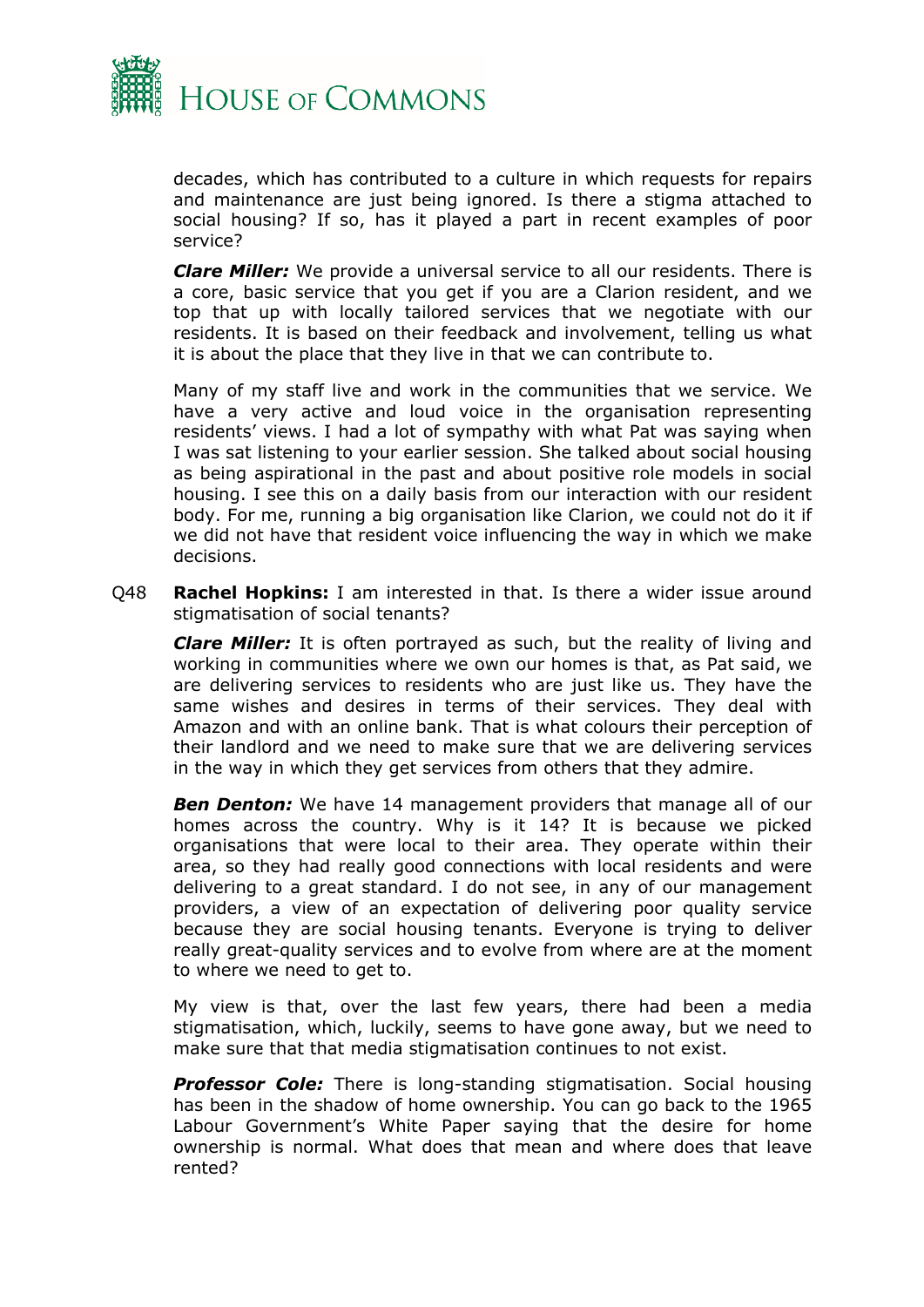decades, which has contributed to a culture in which requests for repairs and maintenance are just being ignored. Is there a stigma attached to social housing? If so, has it played a part in recent examples of poor service?

***Clare Miller:*** We provide a universal service to all our residents. There is a core, basic service that you get if you are a Clarion resident, and we top that up with locally tailored services that we negotiate with our residents. It is based on their feedback and involvement, telling us what it is about the place that they live in that we can contribute to.

Many of my staff live and work in the communities that we service. We have a very active and loud voice in the organisation representing residents' views. I had a lot of sympathy with what Pat was saying when I was sat listening to your earlier session. She talked about social housing as being aspirational in the past and about positive role models in social housing. I see this on a daily basis from our interaction with our resident body. For me, running a big organisation like Clarion, we could not do it if we did not have that resident voice influencing the way in which we make decisions.

Q48 **Rachel Hopkins:** I am interested in that. Is there a wider issue around stigmatisation of social tenants?

***Clare Miller:*** It is often portrayed as such, but the reality of living and working in communities where we own our homes is that, as Pat said, we are delivering services to residents who are just like us. They have the same wishes and desires in terms of their services. They deal with Amazon and with an online bank. That is what colours their perception of their landlord and we need to make sure that we are delivering services in the way in which they get services from others that they admire.

***Ben Denton:*** We have 14 management providers that manage all of our homes across the country. Why is it 14? It is because we picked organisations that were local to their area. They operate within their area, so they had really good connections with local residents and were delivering to a great standard. I do not see, in any of our management providers, a view of an expectation of delivering poor quality service because they are social housing tenants. Everyone is trying to deliver really great-quality services and to evolve from where are at the moment to where we need to get to.

My view is that, over the last few years, there had been a media stigmatisation, which, luckily, seems to have gone away, but we need to make sure that that media stigmatisation continues to not exist.

***Professor Cole:*** There is long-standing stigmatisation. Social housing has been in the shadow of home ownership. You can go back to the 1965 Labour Government's White Paper saying that the desire for home ownership is normal. What does that mean and where does that leave rented?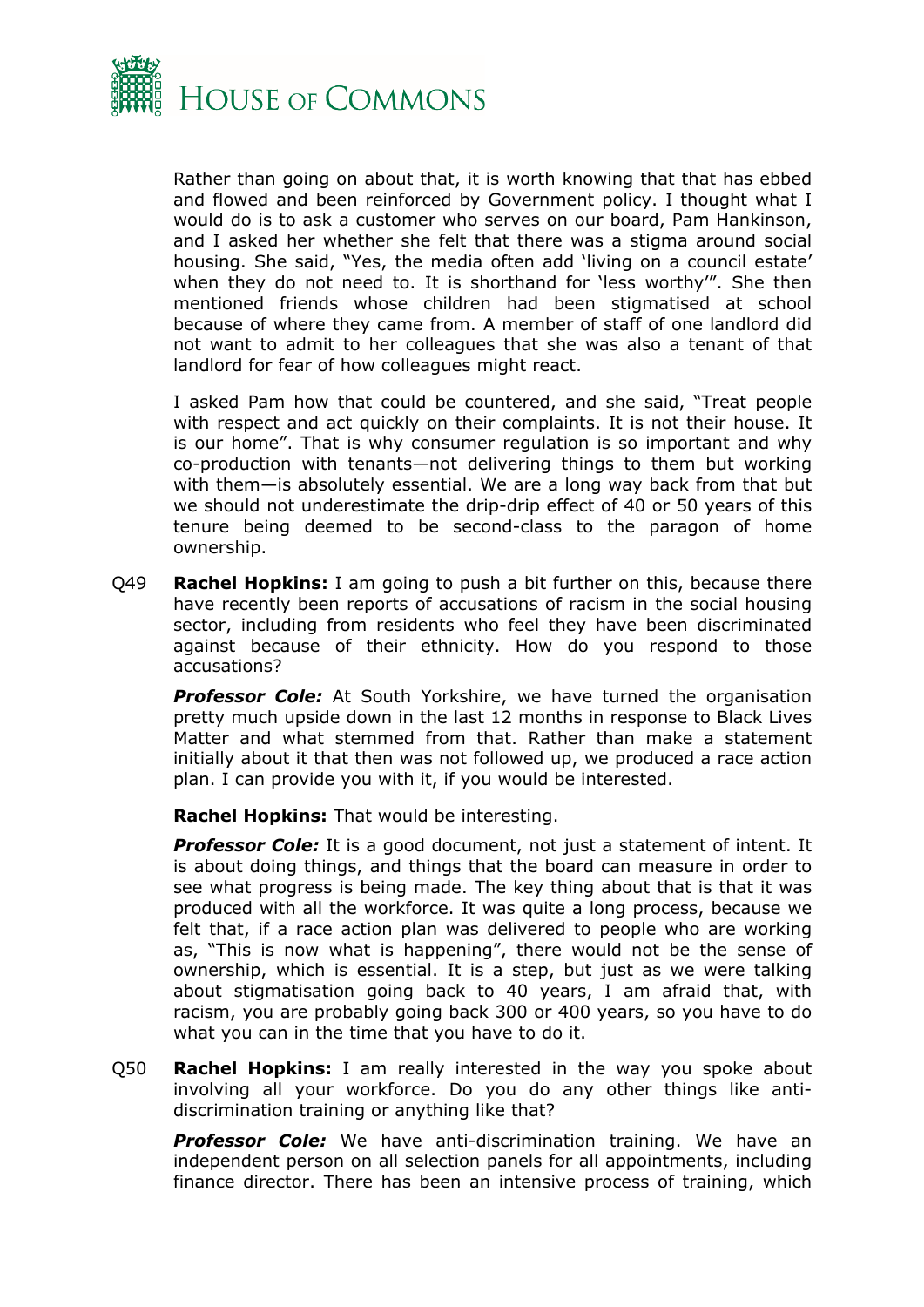Rather than going on about that, it is worth knowing that that has ebbed and flowed and been reinforced by Government policy. I thought what I would do is to ask a customer who serves on our board, Pam Hankinson, and I asked her whether she felt that there was a stigma around social housing. She said, "Yes, the media often add 'living on a council estate' when they do not need to. It is shorthand for 'less worthy'". She then mentioned friends whose children had been stigmatised at school because of where they came from. A member of staff of one landlord did not want to admit to her colleagues that she was also a tenant of that landlord for fear of how colleagues might react.

I asked Pam how that could be countered, and she said, "Treat people with respect and act quickly on their complaints. It is not their house. It is our home". That is why consumer regulation is so important and why co-production with tenants—not delivering things to them but working with them—is absolutely essential. We are a long way back from that but we should not underestimate the drip-drip effect of 40 or 50 years of this tenure being deemed to be second-class to the paragon of home ownership.

Q49 **Rachel Hopkins:** I am going to push a bit further on this, because there have recently been reports of accusations of racism in the social housing sector, including from residents who feel they have been discriminated against because of their ethnicity. How do you respond to those accusations?

***Professor Cole:*** At South Yorkshire, we have turned the organisation pretty much upside down in the last 12 months in response to Black Lives Matter and what stemmed from that. Rather than make a statement initially about it that then was not followed up, we produced a race action plan. I can provide you with it, if you would be interested.

**Rachel Hopkins:** That would be interesting.

***Professor Cole:*** It is a good document, not just a statement of intent. It is about doing things, and things that the board can measure in order to see what progress is being made. The key thing about that is that it was produced with all the workforce. It was quite a long process, because we felt that, if a race action plan was delivered to people who are working as, "This is now what is happening", there would not be the sense of ownership, which is essential. It is a step, but just as we were talking about stigmatisation going back to 40 years, I am afraid that, with racism, you are probably going back 300 or 400 years, so you have to do what you can in the time that you have to do it.

Q50 **Rachel Hopkins:** I am really interested in the way you spoke about involving all your workforce. Do you do any other things like anti-discrimination training or anything like that?

***Professor Cole:*** We have anti-discrimination training. We have an independent person on all selection panels for all appointments, including finance director. There has been an intensive process of training, which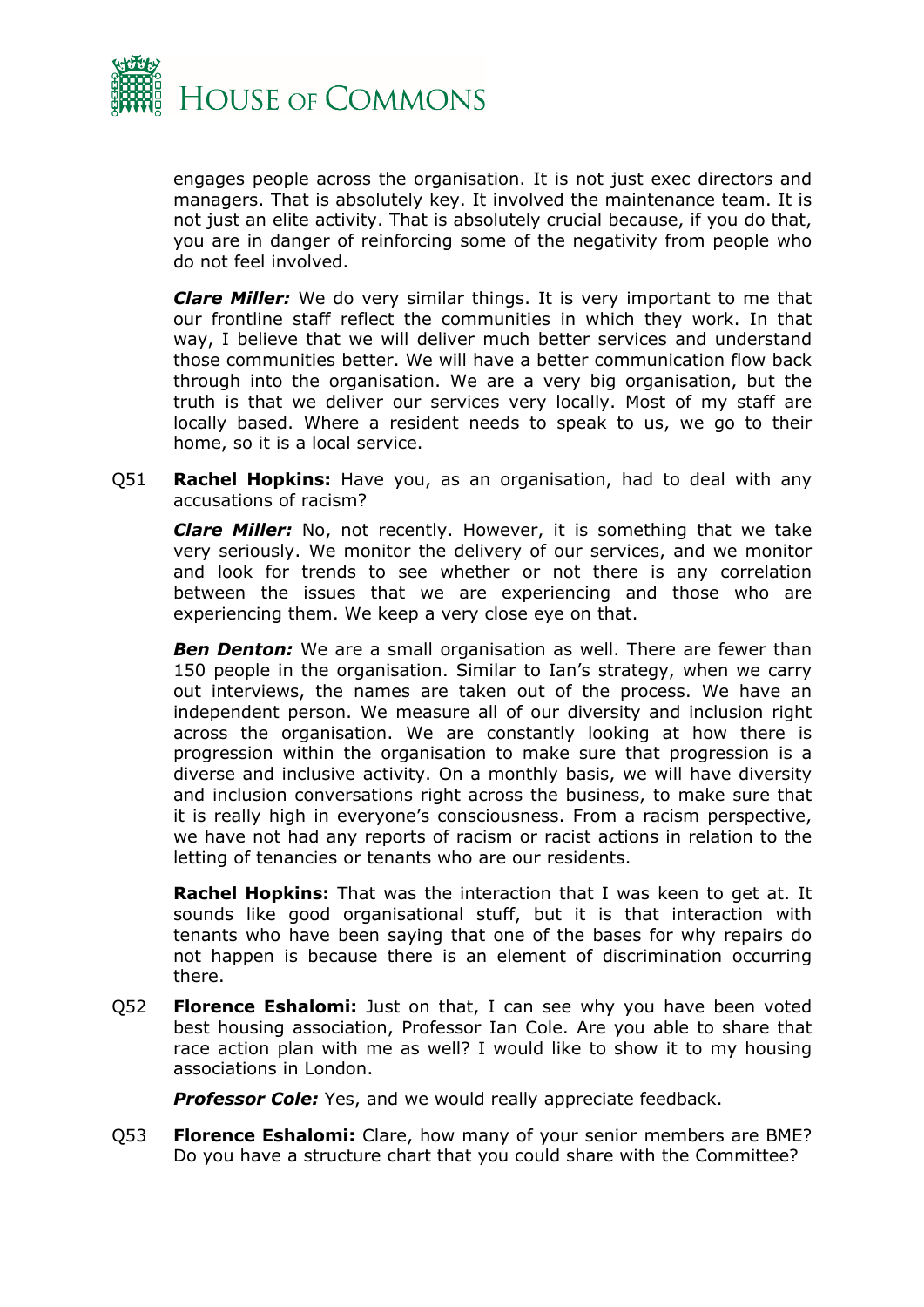engages people across the organisation. It is not just exec directors and managers. That is absolutely key. It involved the maintenance team. It is not just an elite activity. That is absolutely crucial because, if you do that, you are in danger of reinforcing some of the negativity from people who do not feel involved.

***Clare Miller:*** We do very similar things. It is very important to me that our frontline staff reflect the communities in which they work. In that way, I believe that we will deliver much better services and understand those communities better. We will have a better communication flow back through into the organisation. We are a very big organisation, but the truth is that we deliver our services very locally. Most of my staff are locally based. Where a resident needs to speak to us, we go to their home, so it is a local service.

Q51 **Rachel Hopkins:** Have you, as an organisation, had to deal with any accusations of racism?

***Clare Miller:*** No, not recently. However, it is something that we take very seriously. We monitor the delivery of our services, and we monitor and look for trends to see whether or not there is any correlation between the issues that we are experiencing and those who are experiencing them. We keep a very close eye on that.

***Ben Denton:*** We are a small organisation as well. There are fewer than 150 people in the organisation. Similar to Ian's strategy, when we carry out interviews, the names are taken out of the process. We have an independent person. We measure all of our diversity and inclusion right across the organisation. We are constantly looking at how there is progression within the organisation to make sure that progression is a diverse and inclusive activity. On a monthly basis, we will have diversity and inclusion conversations right across the business, to make sure that it is really high in everyone's consciousness. From a racism perspective, we have not had any reports of racism or racist actions in relation to the letting of tenancies or tenants who are our residents.

**Rachel Hopkins:** That was the interaction that I was keen to get at. It sounds like good organisational stuff, but it is that interaction with tenants who have been saying that one of the bases for why repairs do not happen is because there is an element of discrimination occurring there.

Q52 **Florence Eshalomi:** Just on that, I can see why you have been voted best housing association, Professor Ian Cole. Are you able to share that race action plan with me as well? I would like to show it to my housing associations in London.

***Professor Cole:*** Yes, and we would really appreciate feedback.

Q53 **Florence Eshalomi:** Clare, how many of your senior members are BME? Do you have a structure chart that you could share with the Committee?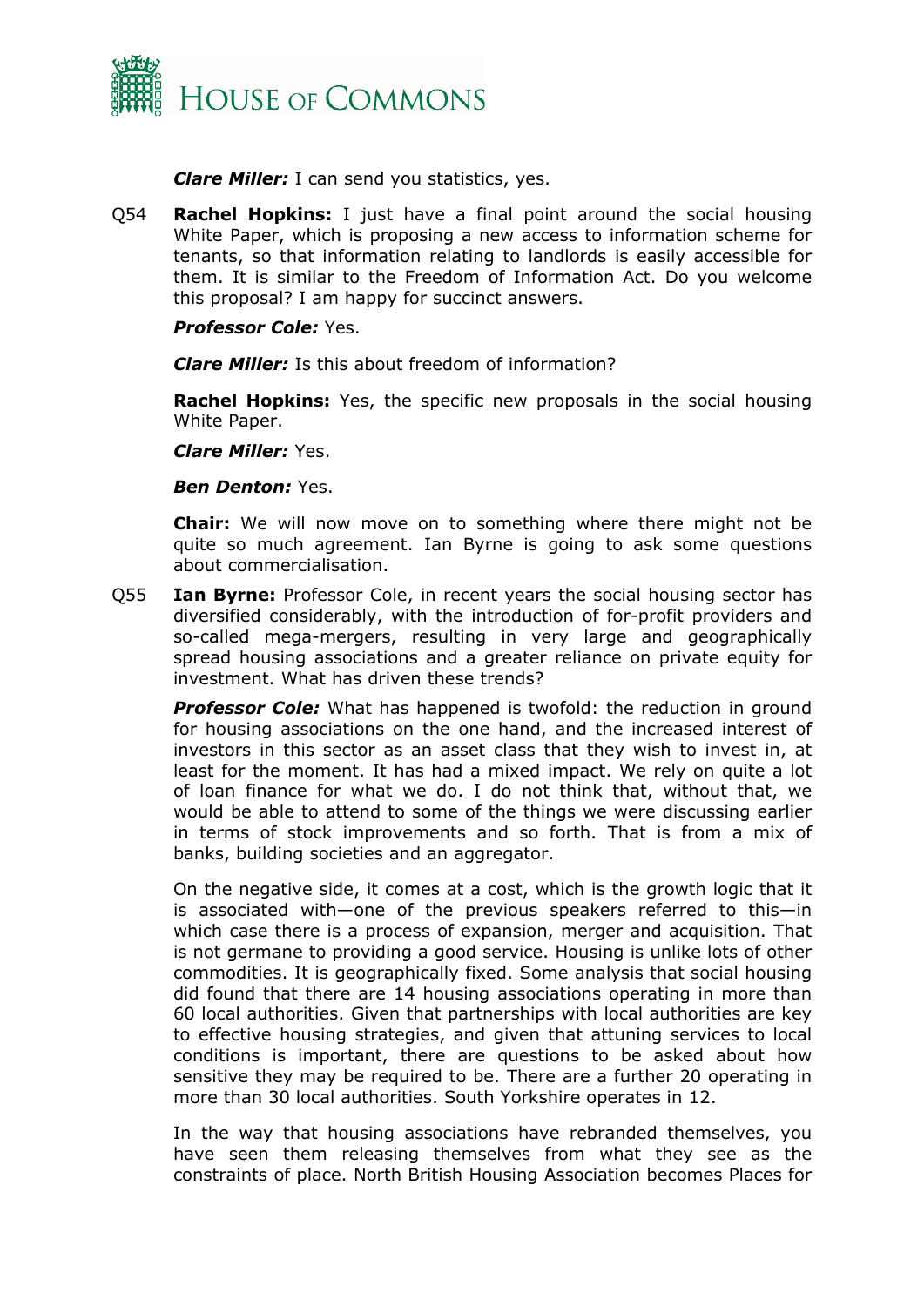***Clare Miller:*** I can send you statistics, yes.

Q54 **Rachel Hopkins:** I just have a final point around the social housing White Paper, which is proposing a new access to information scheme for tenants, so that information relating to landlords is easily accessible for them. It is similar to the Freedom of Information Act. Do you welcome this proposal? I am happy for succinct answers.

***Professor Cole:*** Yes.

***Clare Miller:*** Is this about freedom of information?

**Rachel Hopkins:** Yes, the specific new proposals in the social housing White Paper.

***Clare Miller:*** Yes.

***Ben Denton:*** Yes.

**Chair:** We will now move on to something where there might not be quite so much agreement. Ian Byrne is going to ask some questions about commercialisation.

Q55 **Ian Byrne:** Professor Cole, in recent years the social housing sector has diversified considerably, with the introduction of for-profit providers and so-called mega-mergers, resulting in very large and geographically spread housing associations and a greater reliance on private equity for investment. What has driven these trends?

***Professor Cole:*** What has happened is twofold: the reduction in ground for housing associations on the one hand, and the increased interest of investors in this sector as an asset class that they wish to invest in, at least for the moment. It has had a mixed impact. We rely on quite a lot of loan finance for what we do. I do not think that, without that, we would be able to attend to some of the things we were discussing earlier in terms of stock improvements and so forth. That is from a mix of banks, building societies and an aggregator.

On the negative side, it comes at a cost, which is the growth logic that it is associated with—one of the previous speakers referred to this—in which case there is a process of expansion, merger and acquisition. That is not germane to providing a good service. Housing is unlike lots of other commodities. It is geographically fixed. Some analysis that social housing did found that there are 14 housing associations operating in more than 60 local authorities. Given that partnerships with local authorities are key to effective housing strategies, and given that attuning services to local conditions is important, there are questions to be asked about how sensitive they may be required to be. There are a further 20 operating in more than 30 local authorities. South Yorkshire operates in 12.

In the way that housing associations have rebranded themselves, you have seen them releasing themselves from what they see as the constraints of place. North British Housing Association becomes Places for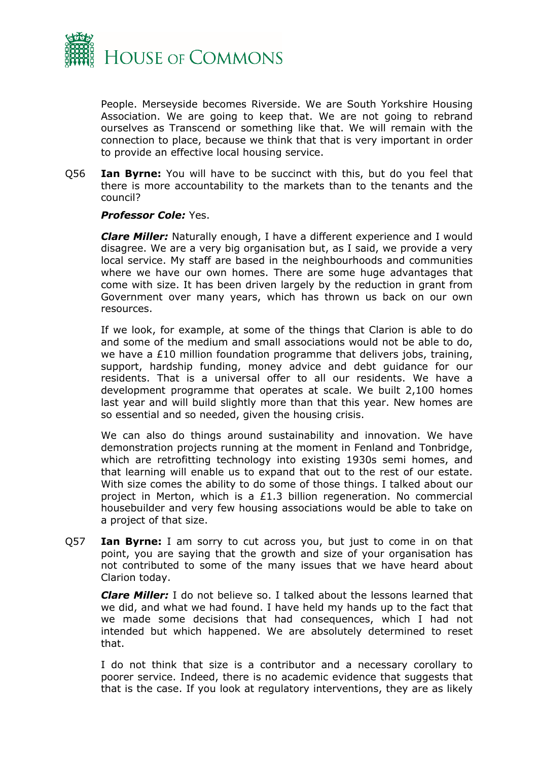People. Merseyside becomes Riverside. We are South Yorkshire Housing Association. We are going to keep that. We are not going to rebrand ourselves as Transcend or something like that. We will remain with the connection to place, because we think that that is very important in order to provide an effective local housing service.

Q56 **Ian Byrne:** You will have to be succinct with this, but do you feel that there is more accountability to the markets than to the tenants and the council?

***Professor Cole:*** Yes.

***Clare Miller:*** Naturally enough, I have a different experience and I would disagree. We are a very big organisation but, as I said, we provide a very local service. My staff are based in the neighbourhoods and communities where we have our own homes. There are some huge advantages that come with size. It has been driven largely by the reduction in grant from Government over many years, which has thrown us back on our own resources.

If we look, for example, at some of the things that Clarion is able to do and some of the medium and small associations would not be able to do, we have a £10 million foundation programme that delivers jobs, training, support, hardship funding, money advice and debt guidance for our residents. That is a universal offer to all our residents. We have a development programme that operates at scale. We built 2,100 homes last year and will build slightly more than that this year. New homes are so essential and so needed, given the housing crisis.

We can also do things around sustainability and innovation. We have demonstration projects running at the moment in Fenland and Tonbridge, which are retrofitting technology into existing 1930s semi homes, and that learning will enable us to expand that out to the rest of our estate. With size comes the ability to do some of those things. I talked about our project in Merton, which is a £1.3 billion regeneration. No commercial housebuilder and very few housing associations would be able to take on a project of that size.

Q57 **Ian Byrne:** I am sorry to cut across you, but just to come in on that point, you are saying that the growth and size of your organisation has not contributed to some of the many issues that we have heard about Clarion today.

***Clare Miller:*** I do not believe so. I talked about the lessons learned that we did, and what we had found. I have held my hands up to the fact that we made some decisions that had consequences, which I had not intended but which happened. We are absolutely determined to reset that.

I do not think that size is a contributor and a necessary corollary to poorer service. Indeed, there is no academic evidence that suggests that that is the case. If you look at regulatory interventions, they are as likely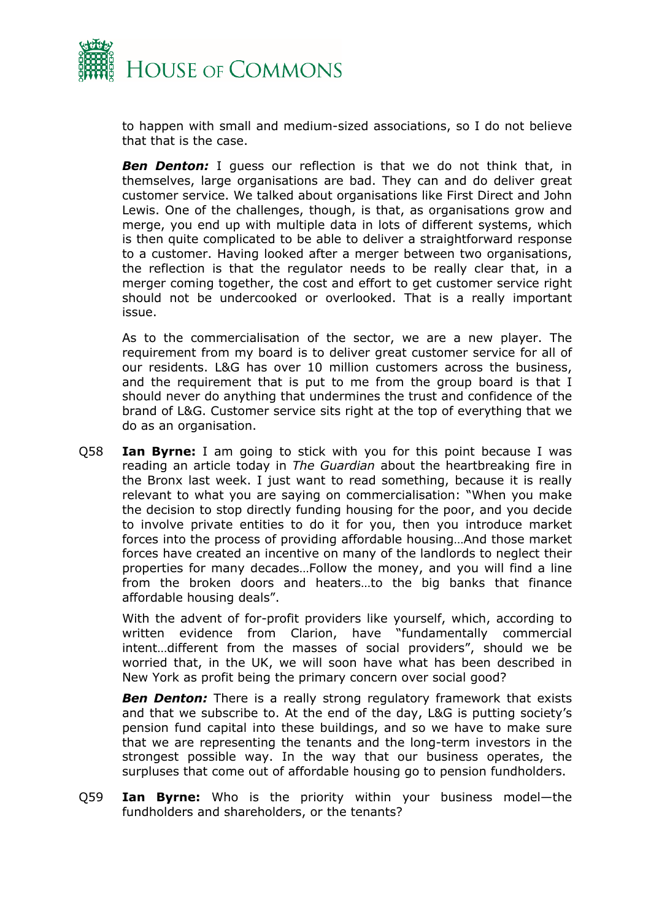to happen with small and medium-sized associations, so I do not believe that that is the case.

***Ben Denton:*** I guess our reflection is that we do not think that, in themselves, large organisations are bad. They can and do deliver great customer service. We talked about organisations like First Direct and John Lewis. One of the challenges, though, is that, as organisations grow and merge, you end up with multiple data in lots of different systems, which is then quite complicated to be able to deliver a straightforward response to a customer. Having looked after a merger between two organisations, the reflection is that the regulator needs to be really clear that, in a merger coming together, the cost and effort to get customer service right should not be undercooked or overlooked. That is a really important issue.

As to the commercialisation of the sector, we are a new player. The requirement from my board is to deliver great customer service for all of our residents. L&G has over 10 million customers across the business, and the requirement that is put to me from the group board is that I should never do anything that undermines the trust and confidence of the brand of L&G. Customer service sits right at the top of everything that we do as an organisation.

Q58 **Ian Byrne:** I am going to stick with you for this point because I was reading an article today in *The Guardian* about the heartbreaking fire in the Bronx last week. I just want to read something, because it is really relevant to what you are saying on commercialisation: "When you make the decision to stop directly funding housing for the poor, and you decide to involve private entities to do it for you, then you introduce market forces into the process of providing affordable housing…And those market forces have created an incentive on many of the landlords to neglect their properties for many decades…Follow the money, and you will find a line from the broken doors and heaters…to the big banks that finance affordable housing deals".

With the advent of for-profit providers like yourself, which, according to written evidence from Clarion, have "fundamentally commercial intent…different from the masses of social providers", should we be worried that, in the UK, we will soon have what has been described in New York as profit being the primary concern over social good?

***Ben Denton:*** There is a really strong regulatory framework that exists and that we subscribe to. At the end of the day, L&G is putting society's pension fund capital into these buildings, and so we have to make sure that we are representing the tenants and the long-term investors in the strongest possible way. In the way that our business operates, the surpluses that come out of affordable housing go to pension fundholders.

Q59 **Ian Byrne:** Who is the priority within your business model—the fundholders and shareholders, or the tenants?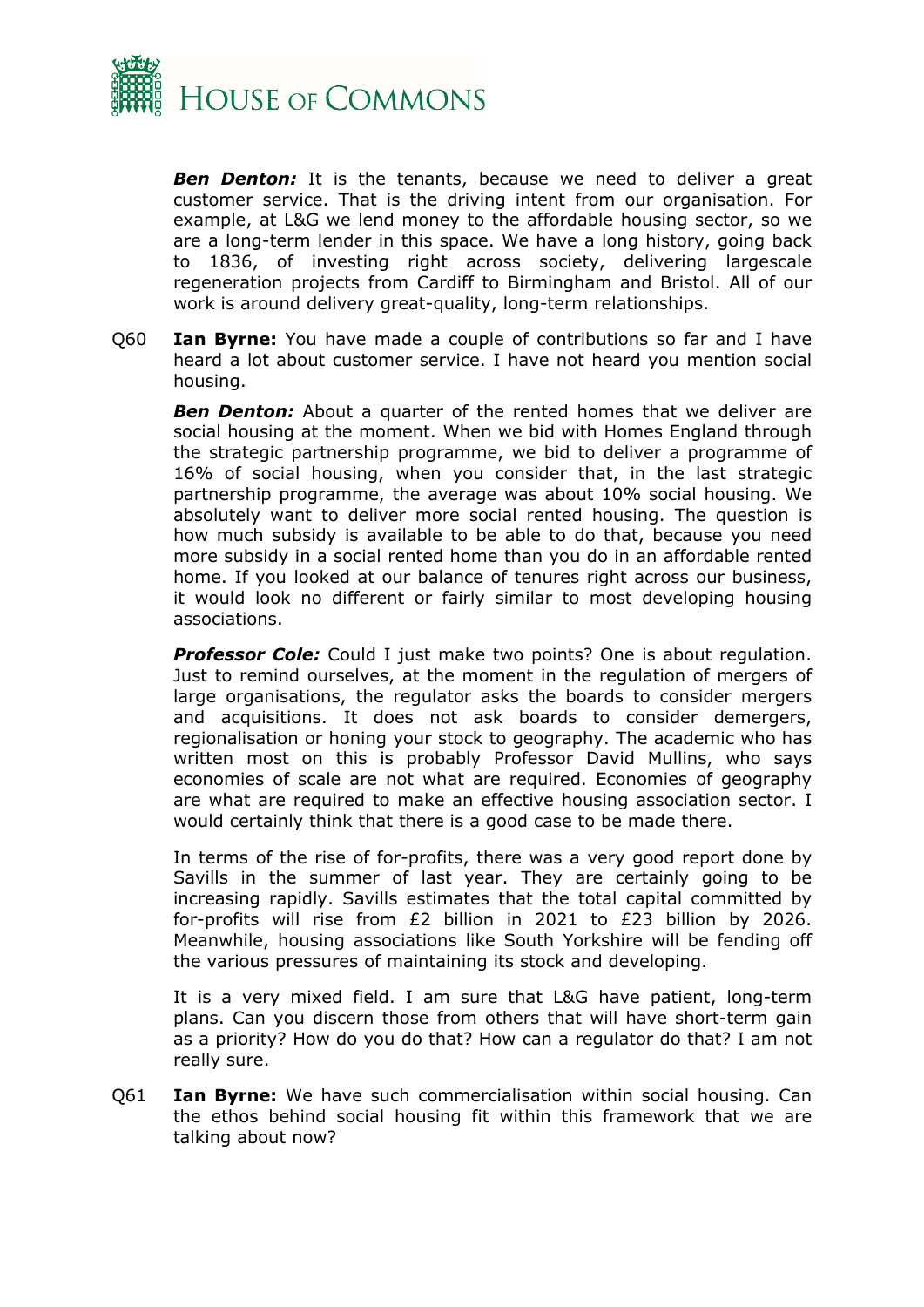***Ben Denton:*** It is the tenants, because we need to deliver a great customer service. That is the driving intent from our organisation. For example, at L&G we lend money to the affordable housing sector, so we are a long-term lender in this space. We have a long history, going back to 1836, of investing right across society, delivering largescale regeneration projects from Cardiff to Birmingham and Bristol. All of our work is around delivery great-quality, long-term relationships.

Q60 **Ian Byrne:** You have made a couple of contributions so far and I have heard a lot about customer service. I have not heard you mention social housing.

***Ben Denton:*** About a quarter of the rented homes that we deliver are social housing at the moment. When we bid with Homes England through the strategic partnership programme, we bid to deliver a programme of 16% of social housing, when you consider that, in the last strategic partnership programme, the average was about 10% social housing. We absolutely want to deliver more social rented housing. The question is how much subsidy is available to be able to do that, because you need more subsidy in a social rented home than you do in an affordable rented home. If you looked at our balance of tenures right across our business, it would look no different or fairly similar to most developing housing associations.

***Professor Cole:*** Could I just make two points? One is about regulation. Just to remind ourselves, at the moment in the regulation of mergers of large organisations, the regulator asks the boards to consider mergers and acquisitions. It does not ask boards to consider demergers, regionalisation or honing your stock to geography. The academic who has written most on this is probably Professor David Mullins, who says economies of scale are not what are required. Economies of geography are what are required to make an effective housing association sector. I would certainly think that there is a good case to be made there.

In terms of the rise of for-profits, there was a very good report done by Savills in the summer of last year. They are certainly going to be increasing rapidly. Savills estimates that the total capital committed by for-profits will rise from £2 billion in 2021 to £23 billion by 2026. Meanwhile, housing associations like South Yorkshire will be fending off the various pressures of maintaining its stock and developing.

It is a very mixed field. I am sure that L&G have patient, long-term plans. Can you discern those from others that will have short-term gain as a priority? How do you do that? How can a regulator do that? I am not really sure.

Q61 **Ian Byrne:** We have such commercialisation within social housing. Can the ethos behind social housing fit within this framework that we are talking about now?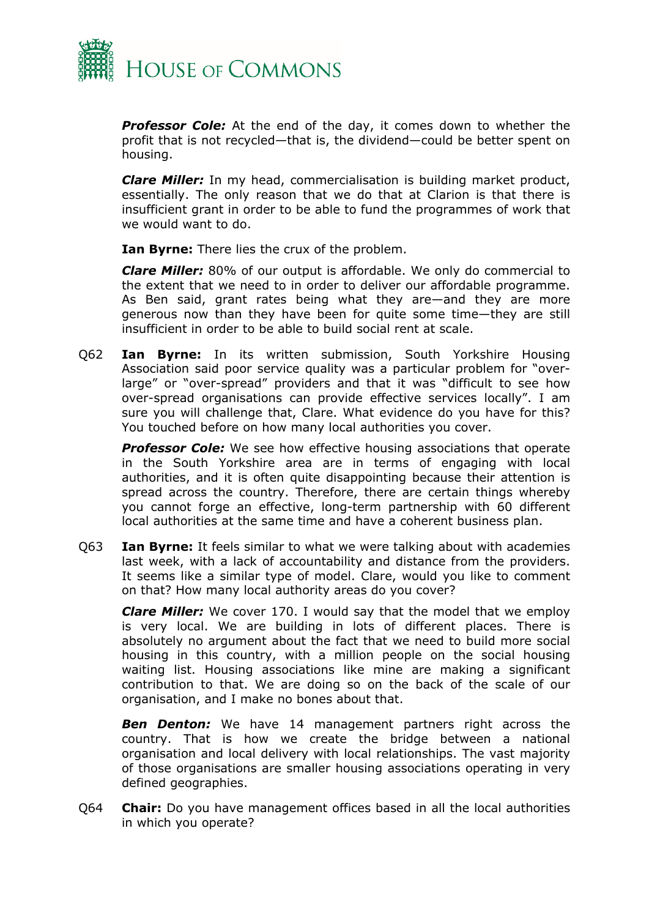***Professor Cole:*** At the end of the day, it comes down to whether the profit that is not recycled—that is, the dividend—could be better spent on housing.

***Clare Miller:*** In my head, commercialisation is building market product, essentially. The only reason that we do that at Clarion is that there is insufficient grant in order to be able to fund the programmes of work that we would want to do.

**Ian Byrne:** There lies the crux of the problem.

***Clare Miller:*** 80% of our output is affordable. We only do commercial to the extent that we need to in order to deliver our affordable programme. As Ben said, grant rates being what they are—and they are more generous now than they have been for quite some time—they are still insufficient in order to be able to build social rent at scale.

Q62 **Ian Byrne:** In its written submission, South Yorkshire Housing Association said poor service quality was a particular problem for "over-large" or "over-spread" providers and that it was "difficult to see how over-spread organisations can provide effective services locally". I am sure you will challenge that, Clare. What evidence do you have for this? You touched before on how many local authorities you cover.

***Professor Cole:*** We see how effective housing associations that operate in the South Yorkshire area are in terms of engaging with local authorities, and it is often quite disappointing because their attention is spread across the country. Therefore, there are certain things whereby you cannot forge an effective, long-term partnership with 60 different local authorities at the same time and have a coherent business plan.

Q63 **Ian Byrne:** It feels similar to what we were talking about with academies last week, with a lack of accountability and distance from the providers. It seems like a similar type of model. Clare, would you like to comment on that? How many local authority areas do you cover?

***Clare Miller:*** We cover 170. I would say that the model that we employ is very local. We are building in lots of different places. There is absolutely no argument about the fact that we need to build more social housing in this country, with a million people on the social housing waiting list. Housing associations like mine are making a significant contribution to that. We are doing so on the back of the scale of our organisation, and I make no bones about that.

***Ben Denton:*** We have 14 management partners right across the country. That is how we create the bridge between a national organisation and local delivery with local relationships. The vast majority of those organisations are smaller housing associations operating in very defined geographies.

Q64 **Chair:** Do you have management offices based in all the local authorities in which you operate?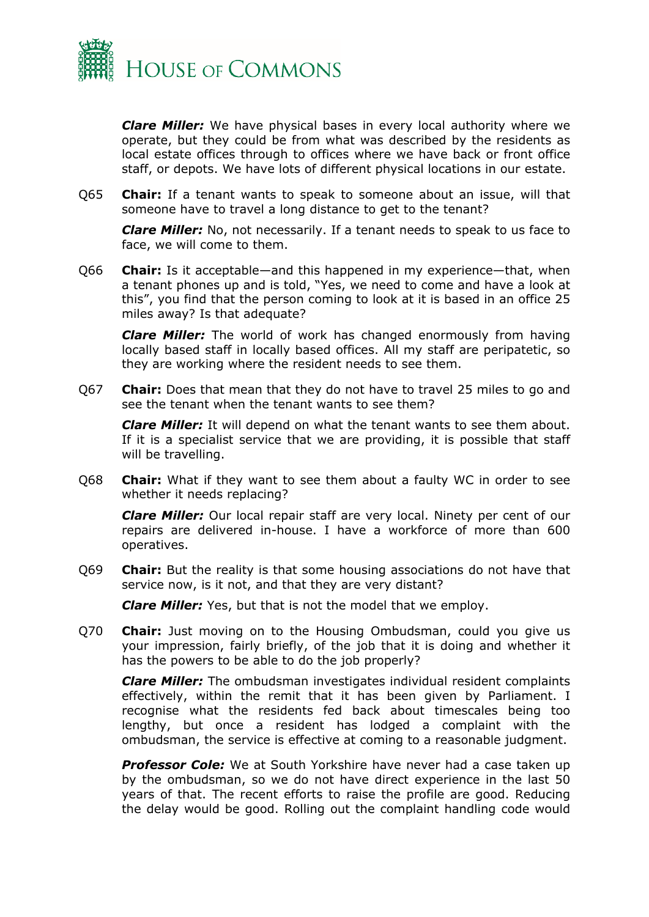***Clare Miller:*** We have physical bases in every local authority where we operate, but they could be from what was described by the residents as local estate offices through to offices where we have back or front office staff, or depots. We have lots of different physical locations in our estate.

Q65 **Chair:** If a tenant wants to speak to someone about an issue, will that someone have to travel a long distance to get to the tenant?

***Clare Miller:*** No, not necessarily. If a tenant needs to speak to us face to face, we will come to them.

Q66 **Chair:** Is it acceptable—and this happened in my experience—that, when a tenant phones up and is told, "Yes, we need to come and have a look at this", you find that the person coming to look at it is based in an office 25 miles away? Is that adequate?

***Clare Miller:*** The world of work has changed enormously from having locally based staff in locally based offices. All my staff are peripatetic, so they are working where the resident needs to see them.

Q67 **Chair:** Does that mean that they do not have to travel 25 miles to go and see the tenant when the tenant wants to see them?

***Clare Miller:*** It will depend on what the tenant wants to see them about. If it is a specialist service that we are providing, it is possible that staff will be travelling.

Q68 **Chair:** What if they want to see them about a faulty WC in order to see whether it needs replacing?

***Clare Miller:*** Our local repair staff are very local. Ninety per cent of our repairs are delivered in-house. I have a workforce of more than 600 operatives.

Q69 **Chair:** But the reality is that some housing associations do not have that service now, is it not, and that they are very distant?

***Clare Miller:*** Yes, but that is not the model that we employ.

Q70 **Chair:** Just moving on to the Housing Ombudsman, could you give us your impression, fairly briefly, of the job that it is doing and whether it has the powers to be able to do the job properly?

***Clare Miller:*** The ombudsman investigates individual resident complaints effectively, within the remit that it has been given by Parliament. I recognise what the residents fed back about timescales being too lengthy, but once a resident has lodged a complaint with the ombudsman, the service is effective at coming to a reasonable judgment.

***Professor Cole:*** We at South Yorkshire have never had a case taken up by the ombudsman, so we do not have direct experience in the last 50 years of that. The recent efforts to raise the profile are good. Reducing the delay would be good. Rolling out the complaint handling code would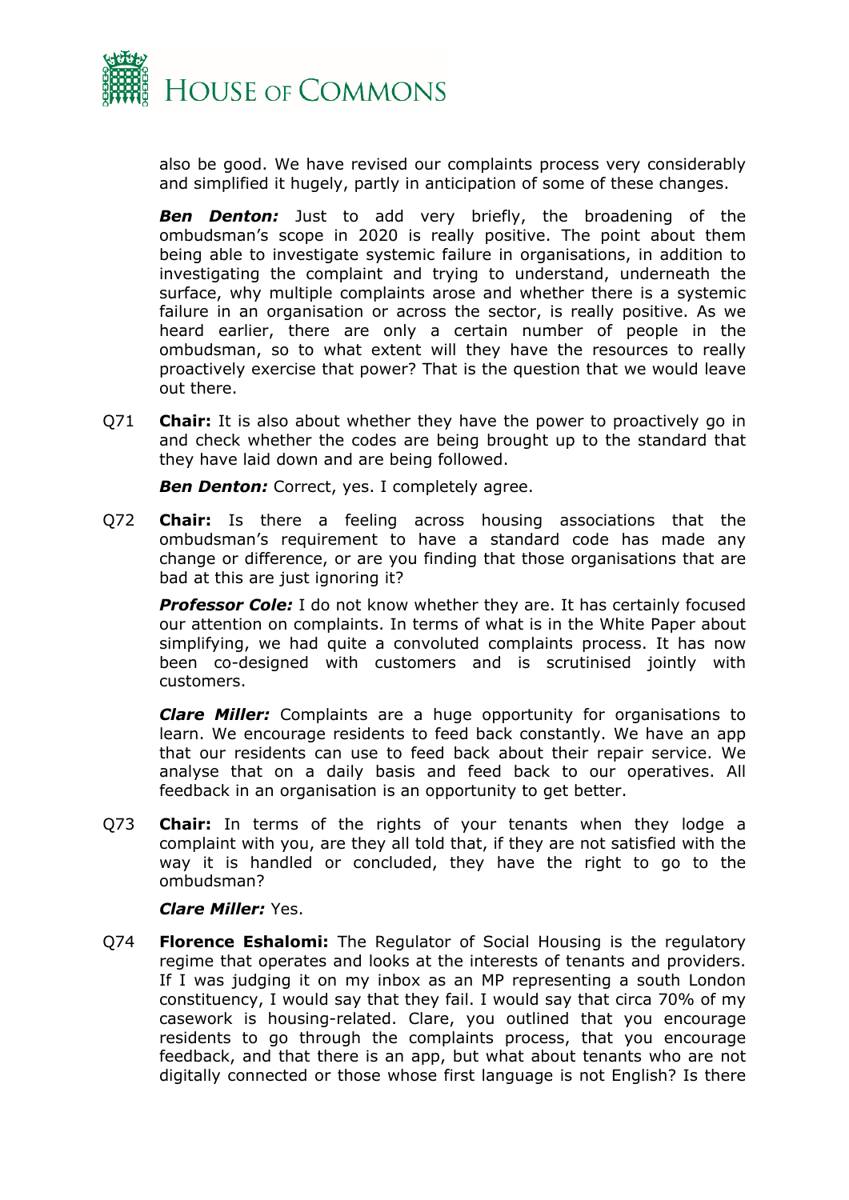also be good. We have revised our complaints process very considerably and simplified it hugely, partly in anticipation of some of these changes.

***Ben Denton:*** Just to add very briefly, the broadening of the ombudsman's scope in 2020 is really positive. The point about them being able to investigate systemic failure in organisations, in addition to investigating the complaint and trying to understand, underneath the surface, why multiple complaints arose and whether there is a systemic failure in an organisation or across the sector, is really positive. As we heard earlier, there are only a certain number of people in the ombudsman, so to what extent will they have the resources to really proactively exercise that power? That is the question that we would leave out there.

Q71 **Chair:** It is also about whether they have the power to proactively go in and check whether the codes are being brought up to the standard that they have laid down and are being followed.

***Ben Denton:*** Correct, yes. I completely agree.

Q72 **Chair:** Is there a feeling across housing associations that the ombudsman's requirement to have a standard code has made any change or difference, or are you finding that those organisations that are bad at this are just ignoring it?

***Professor Cole:*** I do not know whether they are. It has certainly focused our attention on complaints. In terms of what is in the White Paper about simplifying, we had quite a convoluted complaints process. It has now been co-designed with customers and is scrutinised jointly with customers.

***Clare Miller:*** Complaints are a huge opportunity for organisations to learn. We encourage residents to feed back constantly. We have an app that our residents can use to feed back about their repair service. We analyse that on a daily basis and feed back to our operatives. All feedback in an organisation is an opportunity to get better.

Q73 **Chair:** In terms of the rights of your tenants when they lodge a complaint with you, are they all told that, if they are not satisfied with the way it is handled or concluded, they have the right to go to the ombudsman?

***Clare Miller:*** Yes.

Q74 **Florence Eshalomi:** The Regulator of Social Housing is the regulatory regime that operates and looks at the interests of tenants and providers. If I was judging it on my inbox as an MP representing a south London constituency, I would say that they fail. I would say that circa 70% of my casework is housing-related. Clare, you outlined that you encourage residents to go through the complaints process, that you encourage feedback, and that there is an app, but what about tenants who are not digitally connected or those whose first language is not English? Is there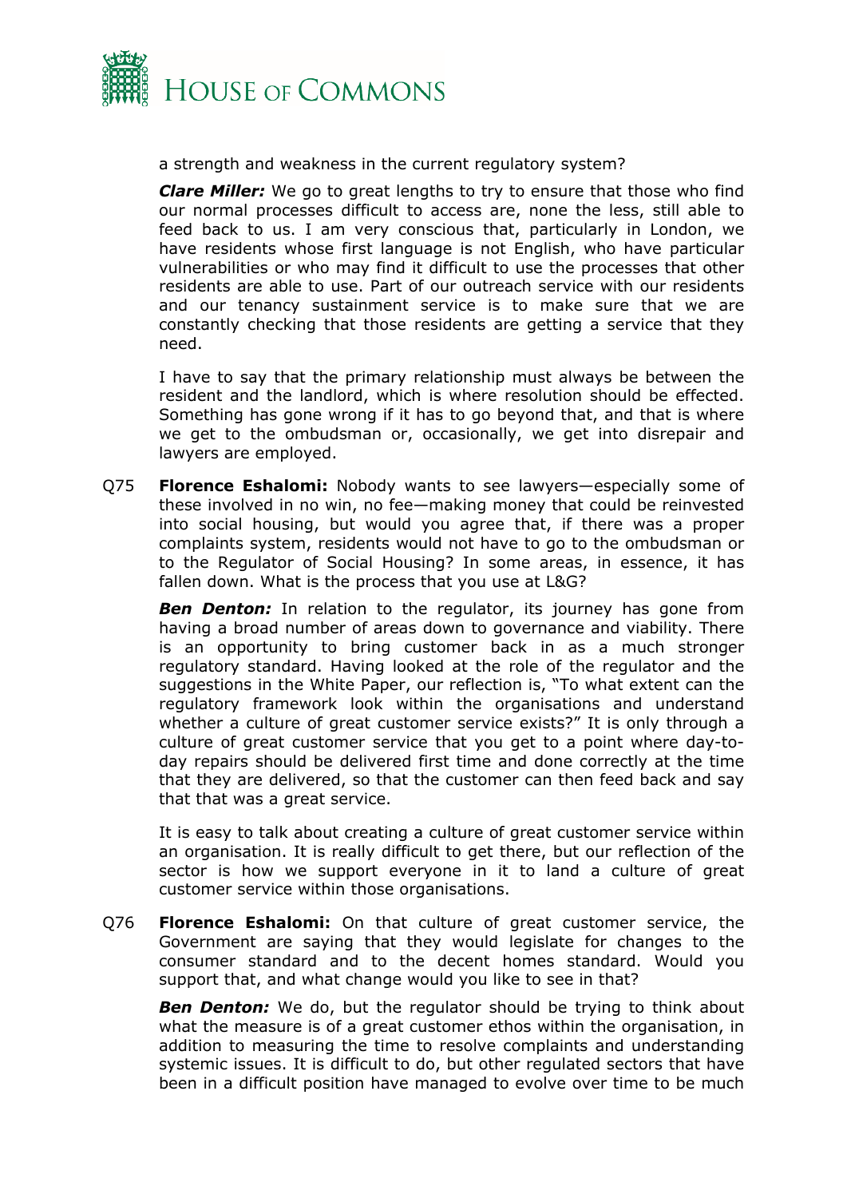a strength and weakness in the current regulatory system?

***Clare Miller:*** We go to great lengths to try to ensure that those who find our normal processes difficult to access are, none the less, still able to feed back to us. I am very conscious that, particularly in London, we have residents whose first language is not English, who have particular vulnerabilities or who may find it difficult to use the processes that other residents are able to use. Part of our outreach service with our residents and our tenancy sustainment service is to make sure that we are constantly checking that those residents are getting a service that they need.

I have to say that the primary relationship must always be between the resident and the landlord, which is where resolution should be effected. Something has gone wrong if it has to go beyond that, and that is where we get to the ombudsman or, occasionally, we get into disrepair and lawyers are employed.

Q75 **Florence Eshalomi:** Nobody wants to see lawyers—especially some of these involved in no win, no fee—making money that could be reinvested into social housing, but would you agree that, if there was a proper complaints system, residents would not have to go to the ombudsman or to the Regulator of Social Housing? In some areas, in essence, it has fallen down. What is the process that you use at L&G?

***Ben Denton:*** In relation to the regulator, its journey has gone from having a broad number of areas down to governance and viability. There is an opportunity to bring customer back in as a much stronger regulatory standard. Having looked at the role of the regulator and the suggestions in the White Paper, our reflection is, "To what extent can the regulatory framework look within the organisations and understand whether a culture of great customer service exists?" It is only through a culture of great customer service that you get to a point where day-to-day repairs should be delivered first time and done correctly at the time that they are delivered, so that the customer can then feed back and say that that was a great service.

It is easy to talk about creating a culture of great customer service within an organisation. It is really difficult to get there, but our reflection of the sector is how we support everyone in it to land a culture of great customer service within those organisations.

Q76 **Florence Eshalomi:** On that culture of great customer service, the Government are saying that they would legislate for changes to the consumer standard and to the decent homes standard. Would you support that, and what change would you like to see in that?

***Ben Denton:*** We do, but the regulator should be trying to think about what the measure is of a great customer ethos within the organisation, in addition to measuring the time to resolve complaints and understanding systemic issues. It is difficult to do, but other regulated sectors that have been in a difficult position have managed to evolve over time to be much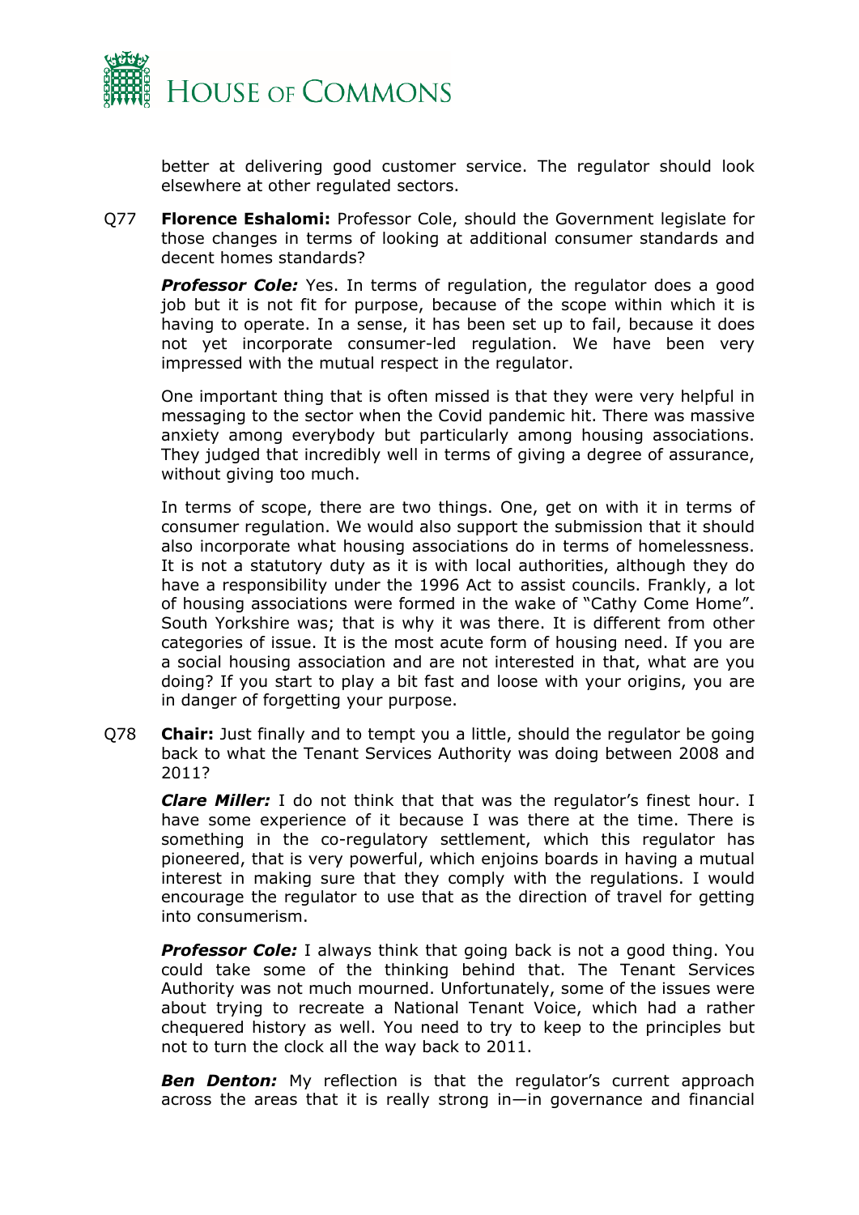better at delivering good customer service. The regulator should look elsewhere at other regulated sectors.

Q77 **Florence Eshalomi:** Professor Cole, should the Government legislate for those changes in terms of looking at additional consumer standards and decent homes standards?

***Professor Cole:*** Yes. In terms of regulation, the regulator does a good job but it is not fit for purpose, because of the scope within which it is having to operate. In a sense, it has been set up to fail, because it does not yet incorporate consumer-led regulation. We have been very impressed with the mutual respect in the regulator.

One important thing that is often missed is that they were very helpful in messaging to the sector when the Covid pandemic hit. There was massive anxiety among everybody but particularly among housing associations. They judged that incredibly well in terms of giving a degree of assurance, without giving too much.

In terms of scope, there are two things. One, get on with it in terms of consumer regulation. We would also support the submission that it should also incorporate what housing associations do in terms of homelessness. It is not a statutory duty as it is with local authorities, although they do have a responsibility under the 1996 Act to assist councils. Frankly, a lot of housing associations were formed in the wake of "Cathy Come Home". South Yorkshire was; that is why it was there. It is different from other categories of issue. It is the most acute form of housing need. If you are a social housing association and are not interested in that, what are you doing? If you start to play a bit fast and loose with your origins, you are in danger of forgetting your purpose.

Q78 **Chair:** Just finally and to tempt you a little, should the regulator be going back to what the Tenant Services Authority was doing between 2008 and 2011?

***Clare Miller:*** I do not think that that was the regulator's finest hour. I have some experience of it because I was there at the time. There is something in the co-regulatory settlement, which this regulator has pioneered, that is very powerful, which enjoins boards in having a mutual interest in making sure that they comply with the regulations. I would encourage the regulator to use that as the direction of travel for getting into consumerism.

***Professor Cole:*** I always think that going back is not a good thing. You could take some of the thinking behind that. The Tenant Services Authority was not much mourned. Unfortunately, some of the issues were about trying to recreate a National Tenant Voice, which had a rather chequered history as well. You need to try to keep to the principles but not to turn the clock all the way back to 2011.

***Ben Denton:*** My reflection is that the regulator's current approach across the areas that it is really strong in—in governance and financial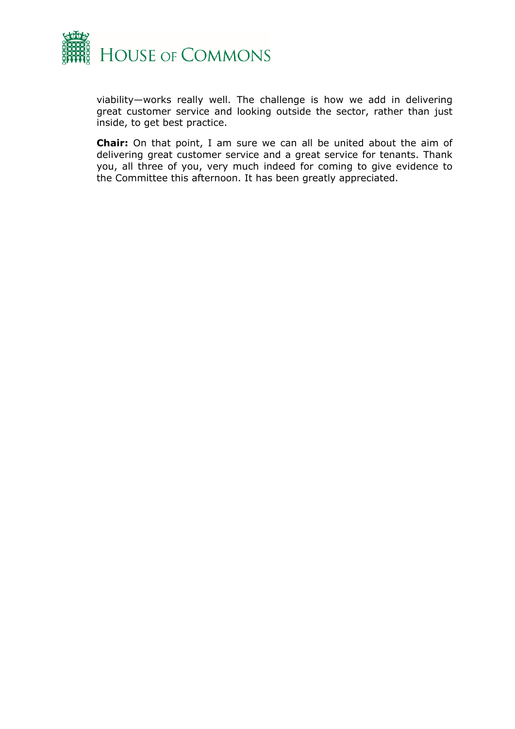viability—works really well. The challenge is how we add in delivering great customer service and looking outside the sector, rather than just inside, to get best practice.

**Chair:** On that point, I am sure we can all be united about the aim of delivering great customer service and a great service for tenants. Thank you, all three of you, very much indeed for coming to give evidence to the Committee this afternoon. It has been greatly appreciated.